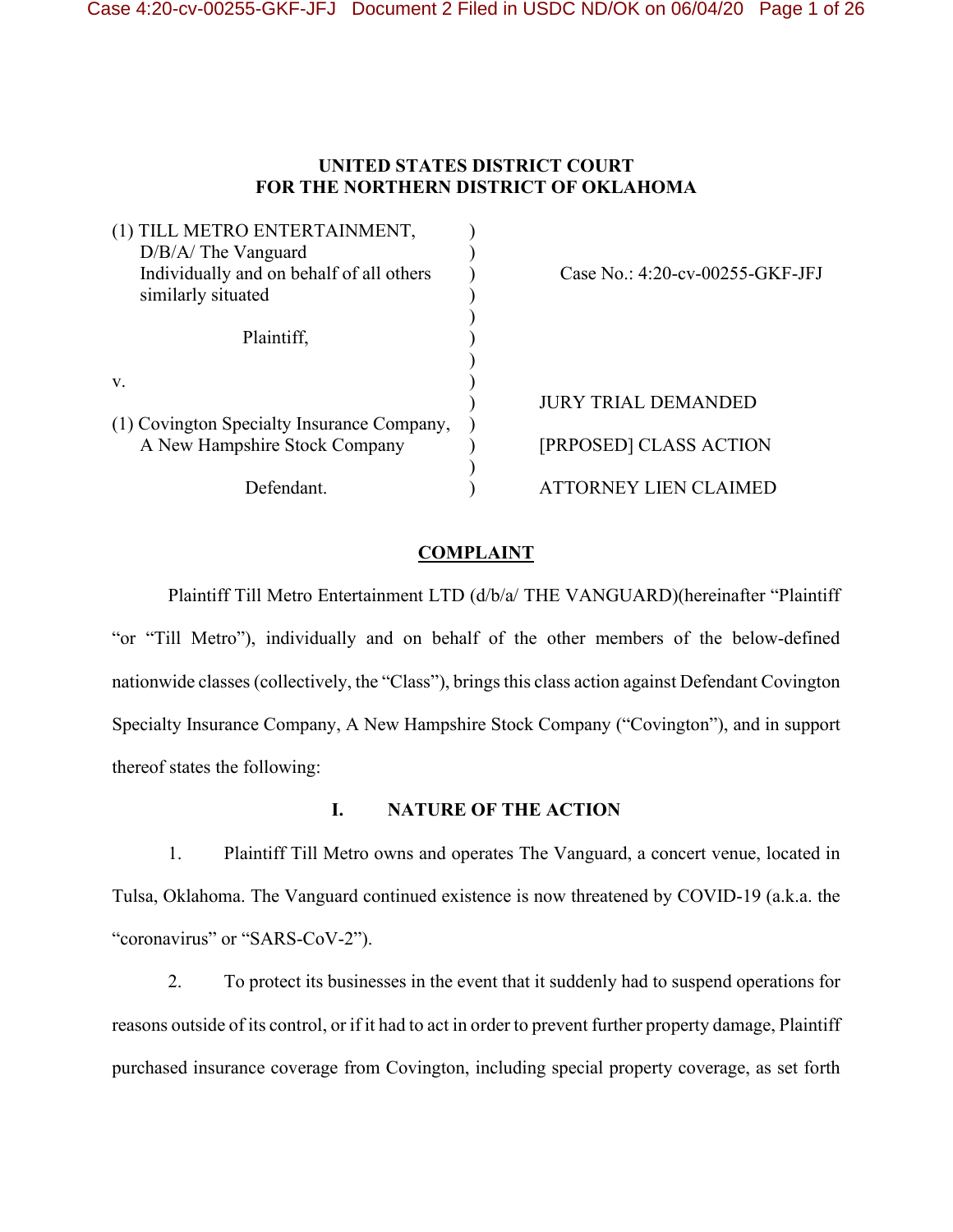**UNITED STATES DISTRICT COURT**
**FOR THE NORTHERN DISTRICT OF OKLAHOMA**

| | | |
|---|---|---|
| (1) TILL METRO ENTERTAINMENT, D/B/A/ The Vanguard Individually and on behalf of all others similarly situated | ) | Case No.: 4:20-cv-00255-GKF-JFJ |
| Plaintiff, | ) | |
| v. | ) | JURY TRIAL DEMANDED |
| (1) Covington Specialty Insurance Company, A New Hampshire Stock Company | ) | [PRPOSED] CLASS ACTION |
| Defendant. | ) | ATTORNEY LIEN CLAIMED |

## COMPLAINT

Plaintiff Till Metro Entertainment LTD (d/b/a/ THE VANGUARD)(hereinafter "Plaintiff "or "Till Metro"), individually and on behalf of the other members of the below-defined nationwide classes (collectively, the "Class"), brings this class action against Defendant Covington Specialty Insurance Company, A New Hampshire Stock Company ("Covington"), and in support thereof states the following:

## I. NATURE OF THE ACTION

1. Plaintiff Till Metro owns and operates The Vanguard, a concert venue, located in Tulsa, Oklahoma. The Vanguard continued existence is now threatened by COVID-19 (a.k.a. the "coronavirus" or "SARS-CoV-2").

2. To protect its businesses in the event that it suddenly had to suspend operations for reasons outside of its control, or if it had to act in order to prevent further property damage, Plaintiff purchased insurance coverage from Covington, including special property coverage, as set forth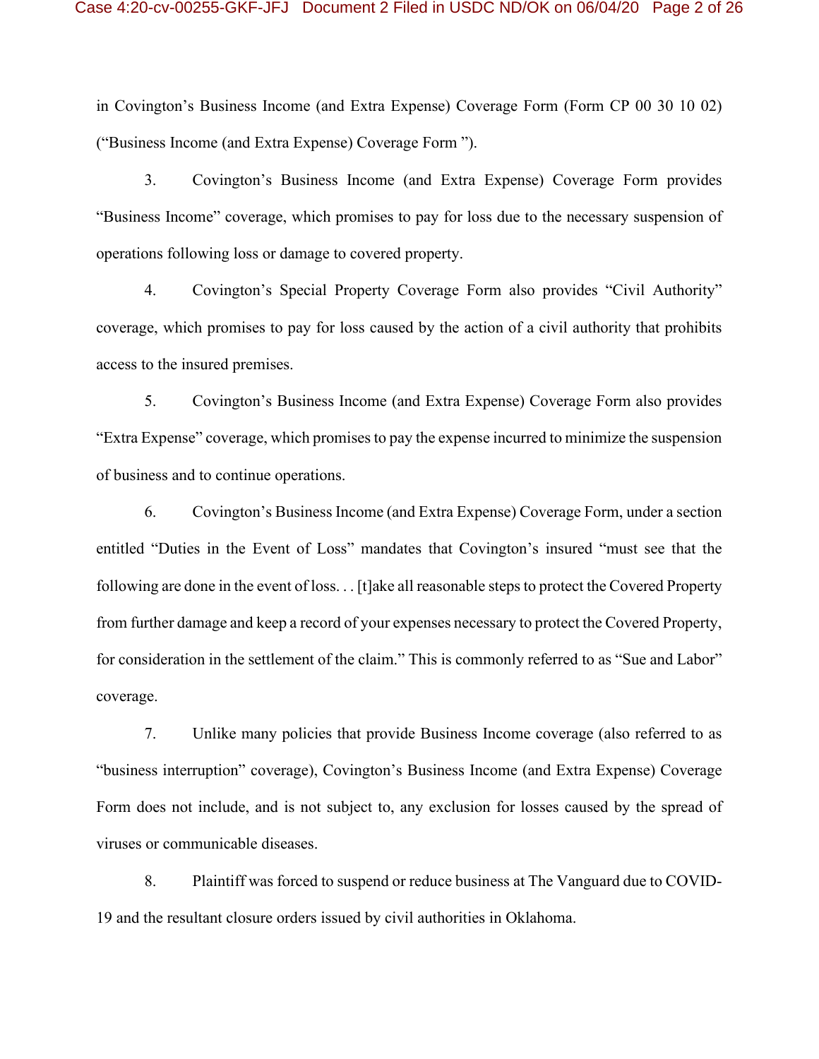in Covington's Business Income (and Extra Expense) Coverage Form (Form CP 00 30 10 02) ("Business Income (and Extra Expense) Coverage Form ").

3. Covington's Business Income (and Extra Expense) Coverage Form provides "Business Income" coverage, which promises to pay for loss due to the necessary suspension of operations following loss or damage to covered property.

4. Covington's Special Property Coverage Form also provides "Civil Authority" coverage, which promises to pay for loss caused by the action of a civil authority that prohibits access to the insured premises.

5. Covington's Business Income (and Extra Expense) Coverage Form also provides "Extra Expense" coverage, which promises to pay the expense incurred to minimize the suspension of business and to continue operations.

6. Covington's Business Income (and Extra Expense) Coverage Form, under a section entitled "Duties in the Event of Loss" mandates that Covington's insured "must see that the following are done in the event of loss. . . [t]ake all reasonable steps to protect the Covered Property from further damage and keep a record of your expenses necessary to protect the Covered Property, for consideration in the settlement of the claim." This is commonly referred to as "Sue and Labor" coverage.

7. Unlike many policies that provide Business Income coverage (also referred to as "business interruption" coverage), Covington's Business Income (and Extra Expense) Coverage Form does not include, and is not subject to, any exclusion for losses caused by the spread of viruses or communicable diseases.

8. Plaintiff was forced to suspend or reduce business at The Vanguard due to COVID-19 and the resultant closure orders issued by civil authorities in Oklahoma.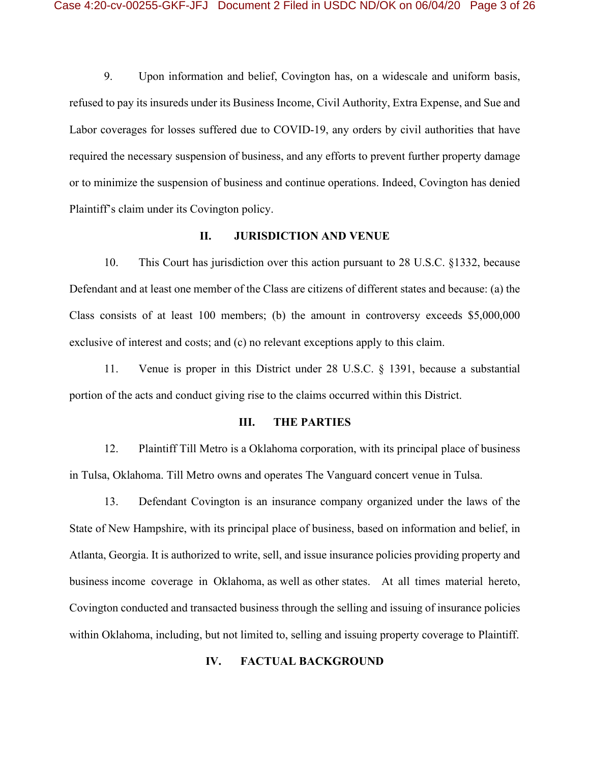9. Upon information and belief, Covington has, on a widescale and uniform basis, refused to pay its insureds under its Business Income, Civil Authority, Extra Expense, and Sue and Labor coverages for losses suffered due to COVID-19, any orders by civil authorities that have required the necessary suspension of business, and any efforts to prevent further property damage or to minimize the suspension of business and continue operations. Indeed, Covington has denied Plaintiff's claim under its Covington policy.

## II. JURISDICTION AND VENUE

10. This Court has jurisdiction over this action pursuant to 28 U.S.C. §1332, because Defendant and at least one member of the Class are citizens of different states and because: (a) the Class consists of at least 100 members; (b) the amount in controversy exceeds $5,000,000 exclusive of interest and costs; and (c) no relevant exceptions apply to this claim.

11. Venue is proper in this District under 28 U.S.C. § 1391, because a substantial portion of the acts and conduct giving rise to the claims occurred within this District.

## III. THE PARTIES

12. Plaintiff Till Metro is a Oklahoma corporation, with its principal place of business in Tulsa, Oklahoma. Till Metro owns and operates The Vanguard concert venue in Tulsa.

13. Defendant Covington is an insurance company organized under the laws of the State of New Hampshire, with its principal place of business, based on information and belief, in Atlanta, Georgia. It is authorized to write, sell, and issue insurance policies providing property and business income coverage in Oklahoma, as well as other states. At all times material hereto, Covington conducted and transacted business through the selling and issuing of insurance policies within Oklahoma, including, but not limited to, selling and issuing property coverage to Plaintiff.

## IV. FACTUAL BACKGROUND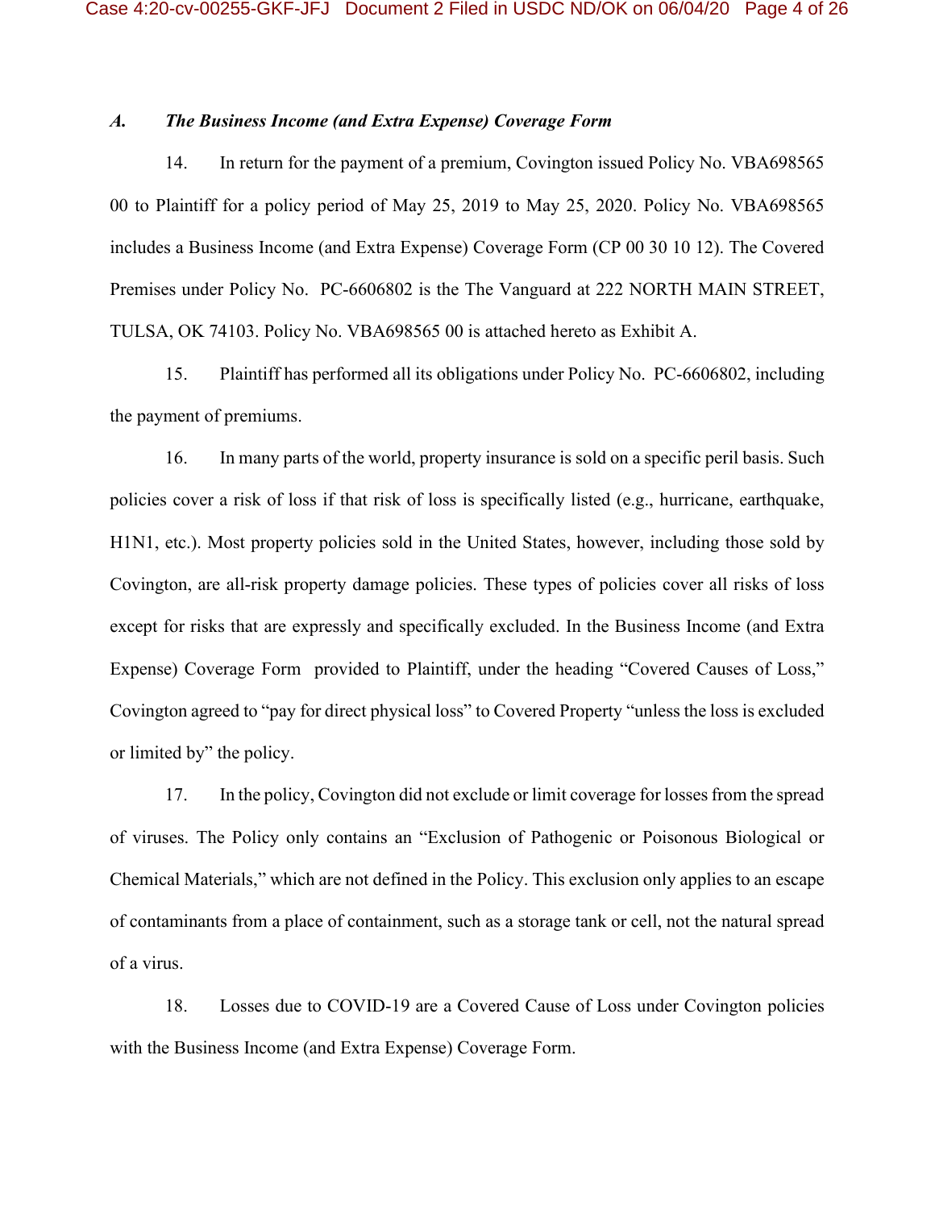### *A. The Business Income (and Extra Expense) Coverage Form*

14. In return for the payment of a premium, Covington issued Policy No. VBA698565 00 to Plaintiff for a policy period of May 25, 2019 to May 25, 2020. Policy No. VBA698565 includes a Business Income (and Extra Expense) Coverage Form (CP 00 30 10 12). The Covered Premises under Policy No. PC-6606802 is the The Vanguard at 222 NORTH MAIN STREET, TULSA, OK 74103. Policy No. VBA698565 00 is attached hereto as Exhibit A.

15. Plaintiff has performed all its obligations under Policy No. PC-6606802, including the payment of premiums.

16. In many parts of the world, property insurance is sold on a specific peril basis. Such policies cover a risk of loss if that risk of loss is specifically listed (e.g., hurricane, earthquake, H1N1, etc.). Most property policies sold in the United States, however, including those sold by Covington, are all-risk property damage policies. These types of policies cover all risks of loss except for risks that are expressly and specifically excluded. In the Business Income (and Extra Expense) Coverage Form provided to Plaintiff, under the heading "Covered Causes of Loss," Covington agreed to "pay for direct physical loss" to Covered Property "unless the loss is excluded or limited by" the policy.

17. In the policy, Covington did not exclude or limit coverage for losses from the spread of viruses. The Policy only contains an "Exclusion of Pathogenic or Poisonous Biological or Chemical Materials," which are not defined in the Policy. This exclusion only applies to an escape of contaminants from a place of containment, such as a storage tank or cell, not the natural spread of a virus.

18. Losses due to COVID-19 are a Covered Cause of Loss under Covington policies with the Business Income (and Extra Expense) Coverage Form.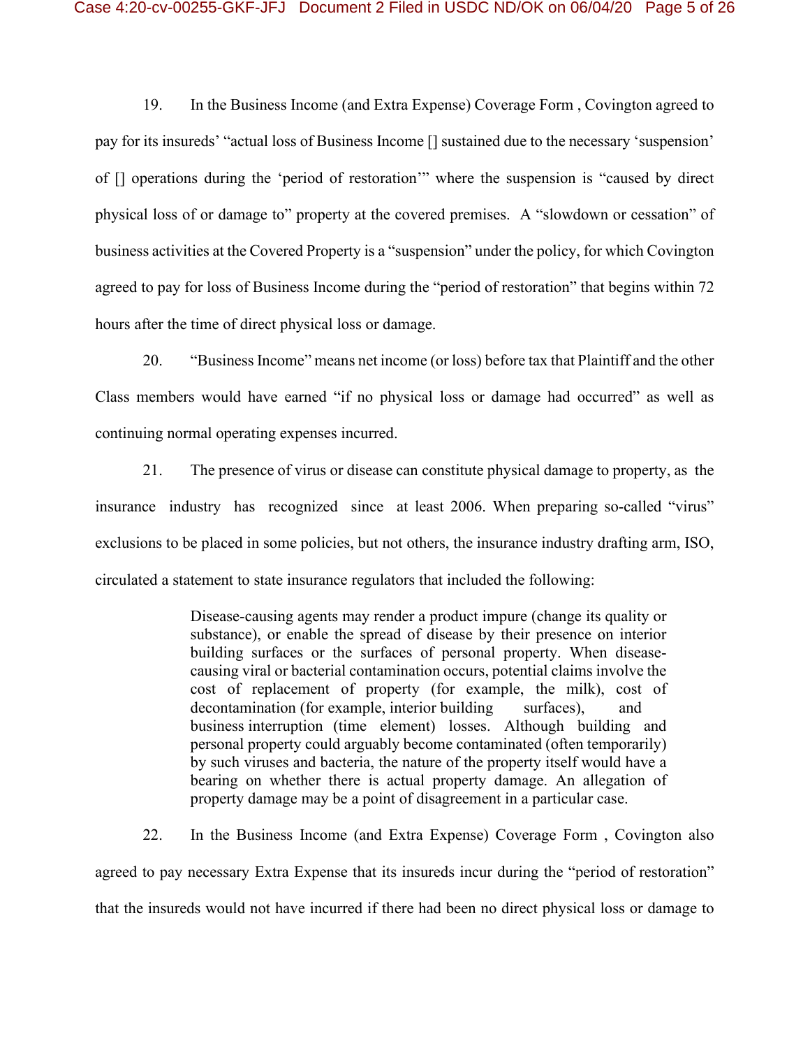19. In the Business Income (and Extra Expense) Coverage Form , Covington agreed to pay for its insureds' "actual loss of Business Income [] sustained due to the necessary 'suspension' of [] operations during the 'period of restoration'" where the suspension is "caused by direct physical loss of or damage to" property at the covered premises. A "slowdown or cessation" of business activities at the Covered Property is a "suspension" under the policy, for which Covington agreed to pay for loss of Business Income during the "period of restoration" that begins within 72 hours after the time of direct physical loss or damage.

20. "Business Income" means net income (or loss) before tax that Plaintiff and the other Class members would have earned "if no physical loss or damage had occurred" as well as continuing normal operating expenses incurred.

21. The presence of virus or disease can constitute physical damage to property, as the insurance industry has recognized since at least 2006. When preparing so-called "virus" exclusions to be placed in some policies, but not others, the insurance industry drafting arm, ISO, circulated a statement to state insurance regulators that included the following:

> Disease-causing agents may render a product impure (change its quality or substance), or enable the spread of disease by their presence on interior building surfaces or the surfaces of personal property. When disease-causing viral or bacterial contamination occurs, potential claims involve the cost of replacement of property (for example, the milk), cost of decontamination (for example, interior building surfaces), and business interruption (time element) losses. Although building and personal property could arguably become contaminated (often temporarily) by such viruses and bacteria, the nature of the property itself would have a bearing on whether there is actual property damage. An allegation of property damage may be a point of disagreement in a particular case.

22. In the Business Income (and Extra Expense) Coverage Form , Covington also agreed to pay necessary Extra Expense that its insureds incur during the "period of restoration" that the insureds would not have incurred if there had been no direct physical loss or damage to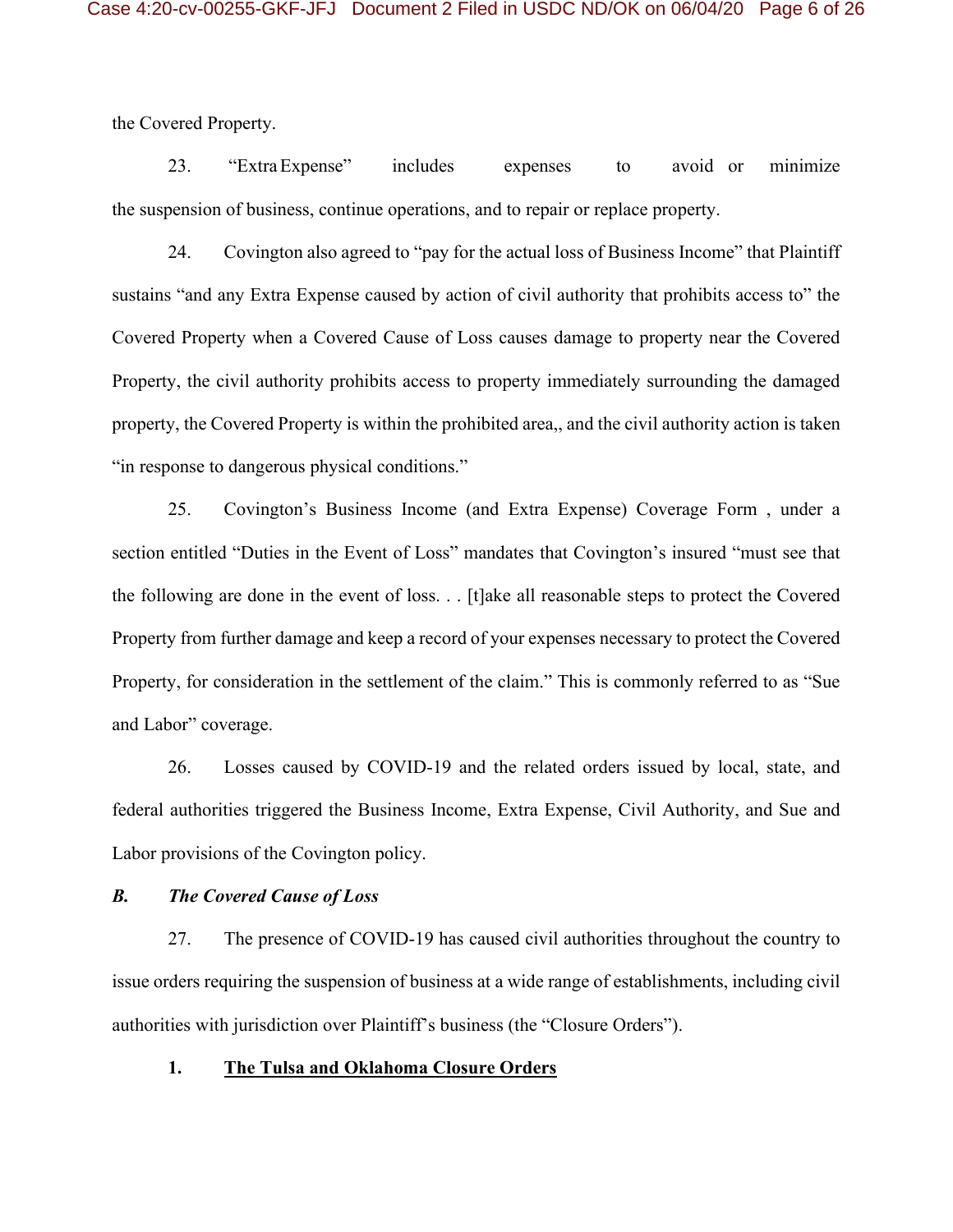the Covered Property.

23. "Extra Expense" includes expenses to avoid or minimize the suspension of business, continue operations, and to repair or replace property.

24. Covington also agreed to "pay for the actual loss of Business Income" that Plaintiff sustains "and any Extra Expense caused by action of civil authority that prohibits access to" the Covered Property when a Covered Cause of Loss causes damage to property near the Covered Property, the civil authority prohibits access to property immediately surrounding the damaged property, the Covered Property is within the prohibited area,, and the civil authority action is taken "in response to dangerous physical conditions."

25. Covington's Business Income (and Extra Expense) Coverage Form , under a section entitled "Duties in the Event of Loss" mandates that Covington's insured "must see that the following are done in the event of loss. . . [t]ake all reasonable steps to protect the Covered Property from further damage and keep a record of your expenses necessary to protect the Covered Property, for consideration in the settlement of the claim." This is commonly referred to as "Sue and Labor" coverage.

26. Losses caused by COVID-19 and the related orders issued by local, state, and federal authorities triggered the Business Income, Extra Expense, Civil Authority, and Sue and Labor provisions of the Covington policy.

### *B. The Covered Cause of Loss*

27. The presence of COVID-19 has caused civil authorities throughout the country to issue orders requiring the suspension of business at a wide range of establishments, including civil authorities with jurisdiction over Plaintiff's business (the "Closure Orders").

#### 1. <u>The Tulsa and Oklahoma Closure Orders</u>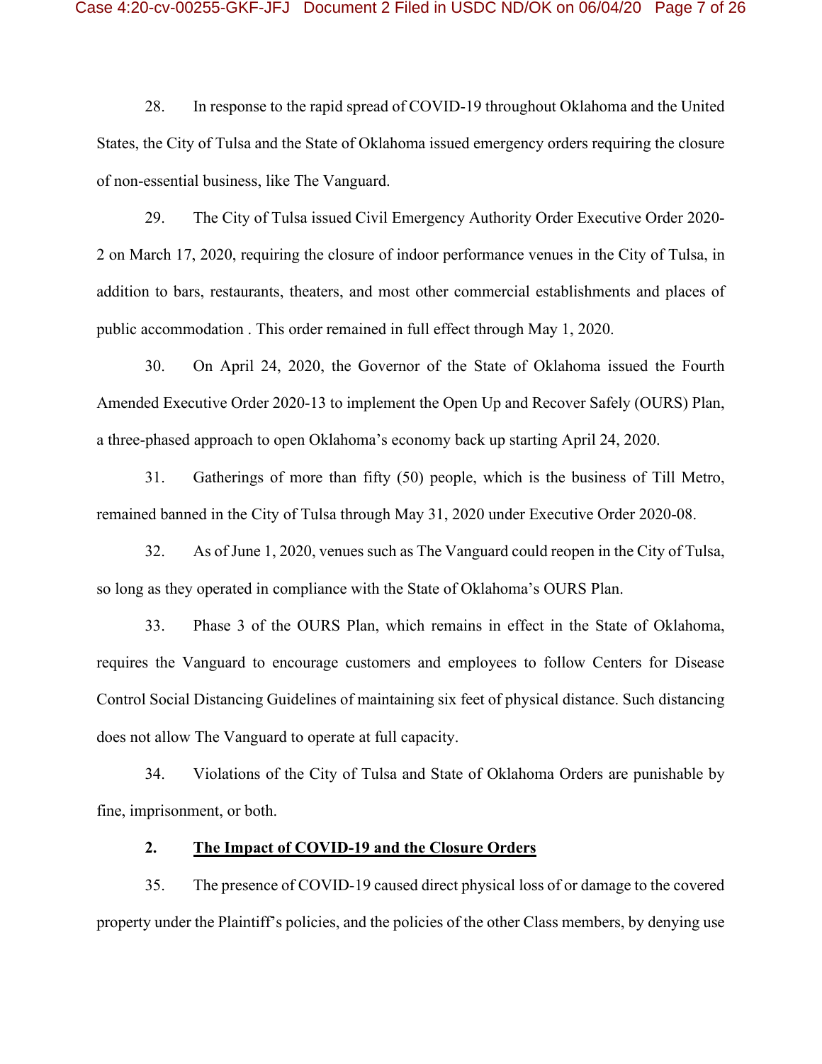28. In response to the rapid spread of COVID-19 throughout Oklahoma and the United States, the City of Tulsa and the State of Oklahoma issued emergency orders requiring the closure of non-essential business, like The Vanguard.

29. The City of Tulsa issued Civil Emergency Authority Order Executive Order 2020-2 on March 17, 2020, requiring the closure of indoor performance venues in the City of Tulsa, in addition to bars, restaurants, theaters, and most other commercial establishments and places of public accommodation . This order remained in full effect through May 1, 2020.

30. On April 24, 2020, the Governor of the State of Oklahoma issued the Fourth Amended Executive Order 2020-13 to implement the Open Up and Recover Safely (OURS) Plan, a three-phased approach to open Oklahoma's economy back up starting April 24, 2020.

31. Gatherings of more than fifty (50) people, which is the business of Till Metro, remained banned in the City of Tulsa through May 31, 2020 under Executive Order 2020-08.

32. As of June 1, 2020, venues such as The Vanguard could reopen in the City of Tulsa, so long as they operated in compliance with the State of Oklahoma's OURS Plan.

33. Phase 3 of the OURS Plan, which remains in effect in the State of Oklahoma, requires the Vanguard to encourage customers and employees to follow Centers for Disease Control Social Distancing Guidelines of maintaining six feet of physical distance. Such distancing does not allow The Vanguard to operate at full capacity.

34. Violations of the City of Tulsa and State of Oklahoma Orders are punishable by fine, imprisonment, or both.

**2. <u>The Impact of COVID-19 and the Closure Orders</u>**

35. The presence of COVID-19 caused direct physical loss of or damage to the covered property under the Plaintiff's policies, and the policies of the other Class members, by denying use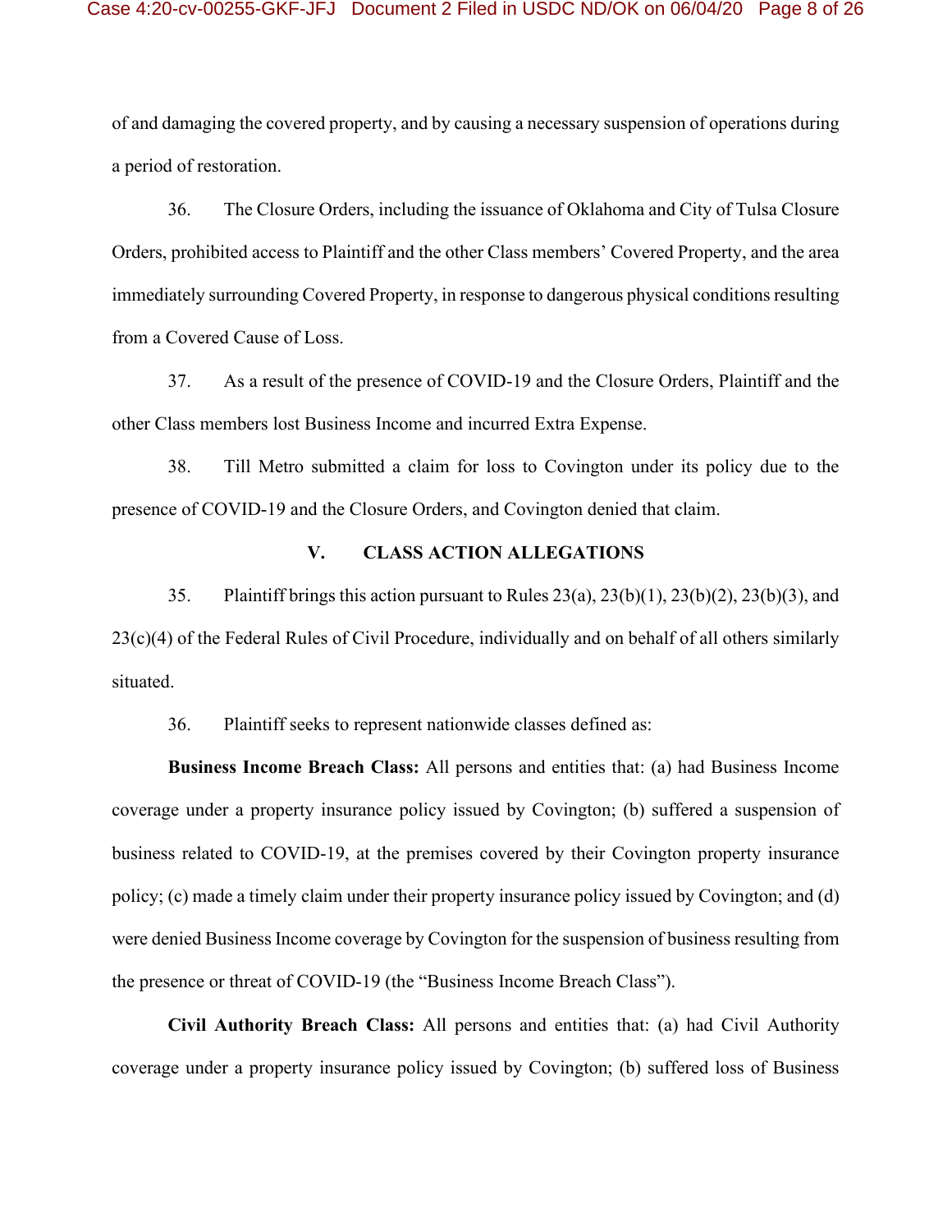of and damaging the covered property, and by causing a necessary suspension of operations during a period of restoration.

36. The Closure Orders, including the issuance of Oklahoma and City of Tulsa Closure Orders, prohibited access to Plaintiff and the other Class members' Covered Property, and the area immediately surrounding Covered Property, in response to dangerous physical conditions resulting from a Covered Cause of Loss.

37. As a result of the presence of COVID-19 and the Closure Orders, Plaintiff and the other Class members lost Business Income and incurred Extra Expense.

38. Till Metro submitted a claim for loss to Covington under its policy due to the presence of COVID-19 and the Closure Orders, and Covington denied that claim.

## V. CLASS ACTION ALLEGATIONS

35. Plaintiff brings this action pursuant to Rules 23(a), 23(b)(1), 23(b)(2), 23(b)(3), and 23(c)(4) of the Federal Rules of Civil Procedure, individually and on behalf of all others similarly situated.

36. Plaintiff seeks to represent nationwide classes defined as:

**Business Income Breach Class:** All persons and entities that: (a) had Business Income coverage under a property insurance policy issued by Covington; (b) suffered a suspension of business related to COVID-19, at the premises covered by their Covington property insurance policy; (c) made a timely claim under their property insurance policy issued by Covington; and (d) were denied Business Income coverage by Covington for the suspension of business resulting from the presence or threat of COVID-19 (the "Business Income Breach Class").

**Civil Authority Breach Class:** All persons and entities that: (a) had Civil Authority coverage under a property insurance policy issued by Covington; (b) suffered loss of Business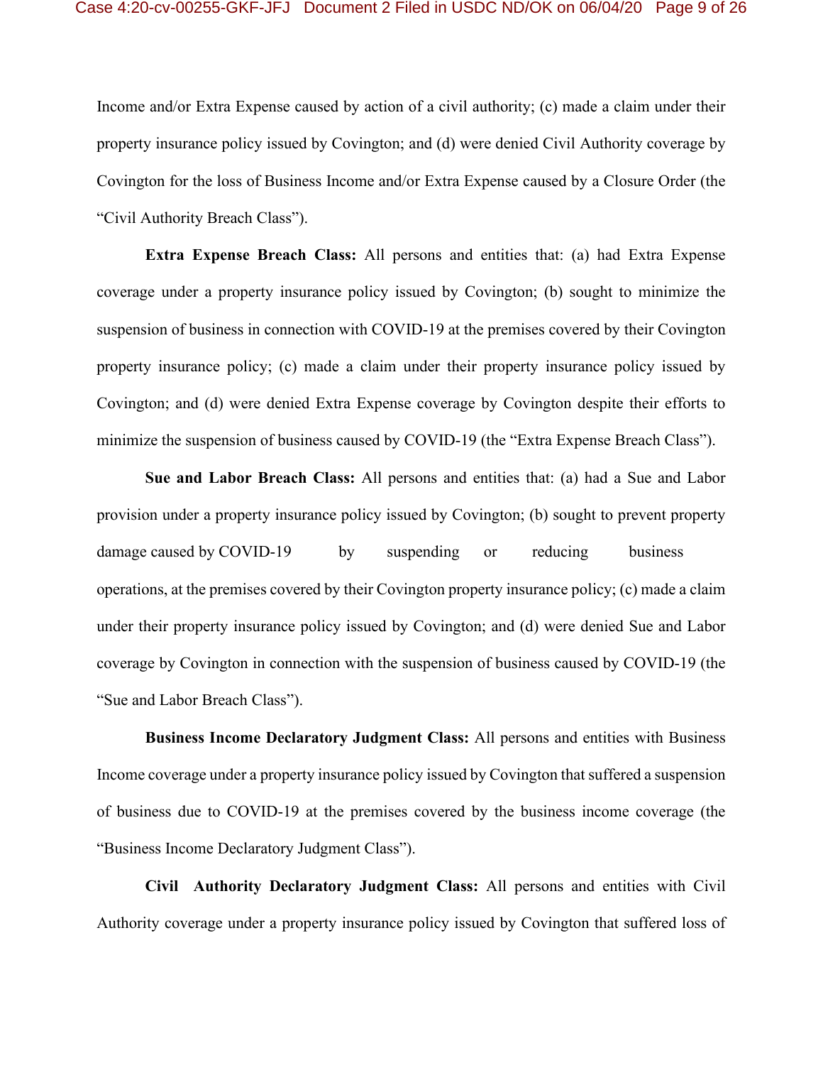Income and/or Extra Expense caused by action of a civil authority; (c) made a claim under their property insurance policy issued by Covington; and (d) were denied Civil Authority coverage by Covington for the loss of Business Income and/or Extra Expense caused by a Closure Order (the "Civil Authority Breach Class").

**Extra Expense Breach Class:** All persons and entities that: (a) had Extra Expense coverage under a property insurance policy issued by Covington; (b) sought to minimize the suspension of business in connection with COVID-19 at the premises covered by their Covington property insurance policy; (c) made a claim under their property insurance policy issued by Covington; and (d) were denied Extra Expense coverage by Covington despite their efforts to minimize the suspension of business caused by COVID-19 (the "Extra Expense Breach Class").

**Sue and Labor Breach Class:** All persons and entities that: (a) had a Sue and Labor provision under a property insurance policy issued by Covington; (b) sought to prevent property damage caused by COVID-19 by suspending or reducing business operations, at the premises covered by their Covington property insurance policy; (c) made a claim under their property insurance policy issued by Covington; and (d) were denied Sue and Labor coverage by Covington in connection with the suspension of business caused by COVID-19 (the "Sue and Labor Breach Class").

**Business Income Declaratory Judgment Class:** All persons and entities with Business Income coverage under a property insurance policy issued by Covington that suffered a suspension of business due to COVID-19 at the premises covered by the business income coverage (the "Business Income Declaratory Judgment Class").

**Civil Authority Declaratory Judgment Class:** All persons and entities with Civil Authority coverage under a property insurance policy issued by Covington that suffered loss of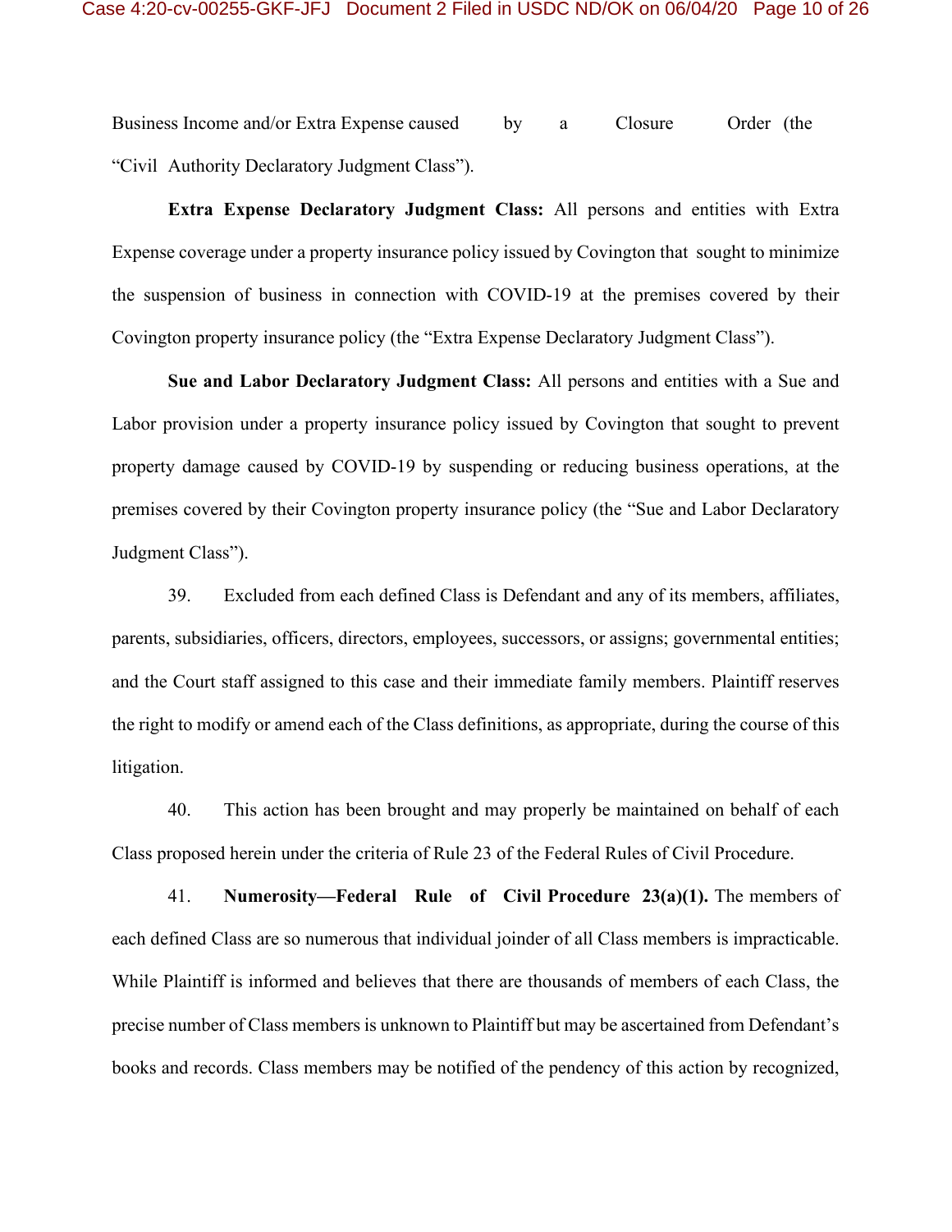Business Income and/or Extra Expense caused by a Closure Order (the "Civil Authority Declaratory Judgment Class").

**Extra Expense Declaratory Judgment Class:** All persons and entities with Extra Expense coverage under a property insurance policy issued by Covington that sought to minimize the suspension of business in connection with COVID-19 at the premises covered by their Covington property insurance policy (the "Extra Expense Declaratory Judgment Class").

**Sue and Labor Declaratory Judgment Class:** All persons and entities with a Sue and Labor provision under a property insurance policy issued by Covington that sought to prevent property damage caused by COVID-19 by suspending or reducing business operations, at the premises covered by their Covington property insurance policy (the "Sue and Labor Declaratory Judgment Class").

39. Excluded from each defined Class is Defendant and any of its members, affiliates, parents, subsidiaries, officers, directors, employees, successors, or assigns; governmental entities; and the Court staff assigned to this case and their immediate family members. Plaintiff reserves the right to modify or amend each of the Class definitions, as appropriate, during the course of this litigation.

40. This action has been brought and may properly be maintained on behalf of each Class proposed herein under the criteria of Rule 23 of the Federal Rules of Civil Procedure.

41. **Numerosity—Federal Rule of Civil Procedure 23(a)(1).** The members of each defined Class are so numerous that individual joinder of all Class members is impracticable. While Plaintiff is informed and believes that there are thousands of members of each Class, the precise number of Class members is unknown to Plaintiff but may be ascertained from Defendant's books and records. Class members may be notified of the pendency of this action by recognized,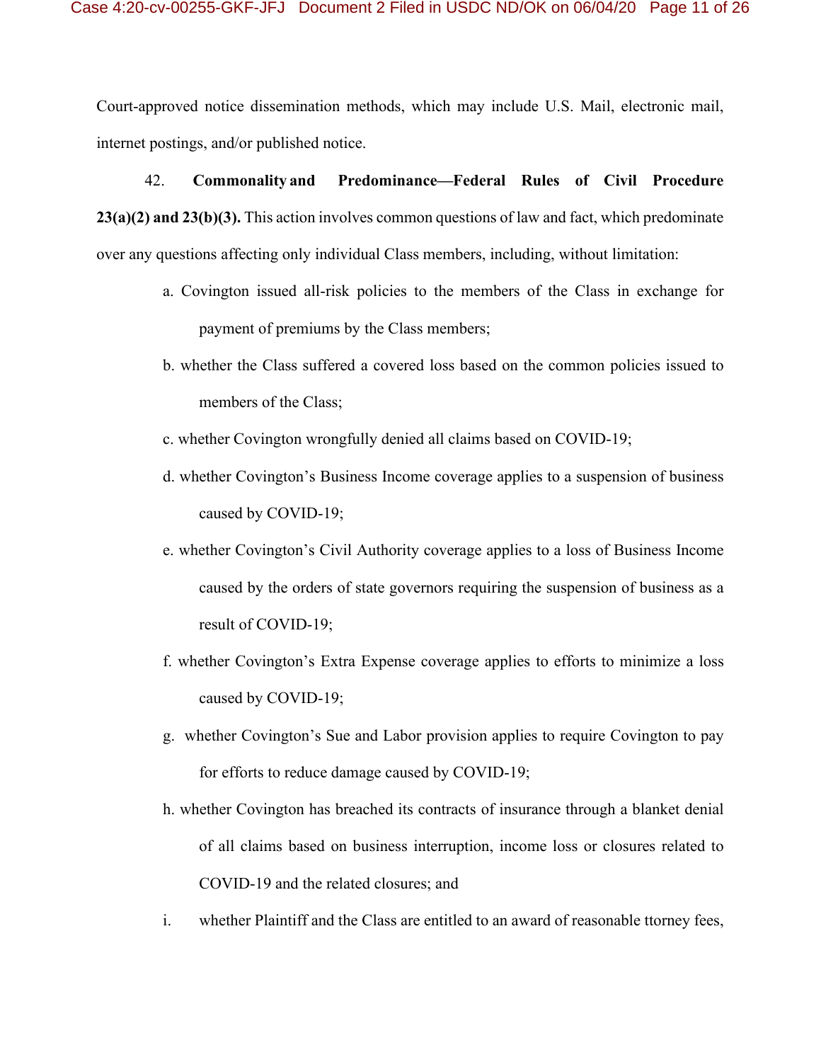Court-approved notice dissemination methods, which may include U.S. Mail, electronic mail, internet postings, and/or published notice.

42. **Commonality and Predominance—Federal Rules of Civil Procedure 23(a)(2) and 23(b)(3).** This action involves common questions of law and fact, which predominate over any questions affecting only individual Class members, including, without limitation:

a. Covington issued all-risk policies to the members of the Class in exchange for payment of premiums by the Class members;

b. whether the Class suffered a covered loss based on the common policies issued to members of the Class;

c. whether Covington wrongfully denied all claims based on COVID-19;

d. whether Covington's Business Income coverage applies to a suspension of business caused by COVID-19;

e. whether Covington's Civil Authority coverage applies to a loss of Business Income caused by the orders of state governors requiring the suspension of business as a result of COVID-19;

f. whether Covington's Extra Expense coverage applies to efforts to minimize a loss caused by COVID-19;

g. whether Covington's Sue and Labor provision applies to require Covington to pay for efforts to reduce damage caused by COVID-19;

h. whether Covington has breached its contracts of insurance through a blanket denial of all claims based on business interruption, income loss or closures related to COVID-19 and the related closures; and

i. whether Plaintiff and the Class are entitled to an award of reasonable ttorney fees,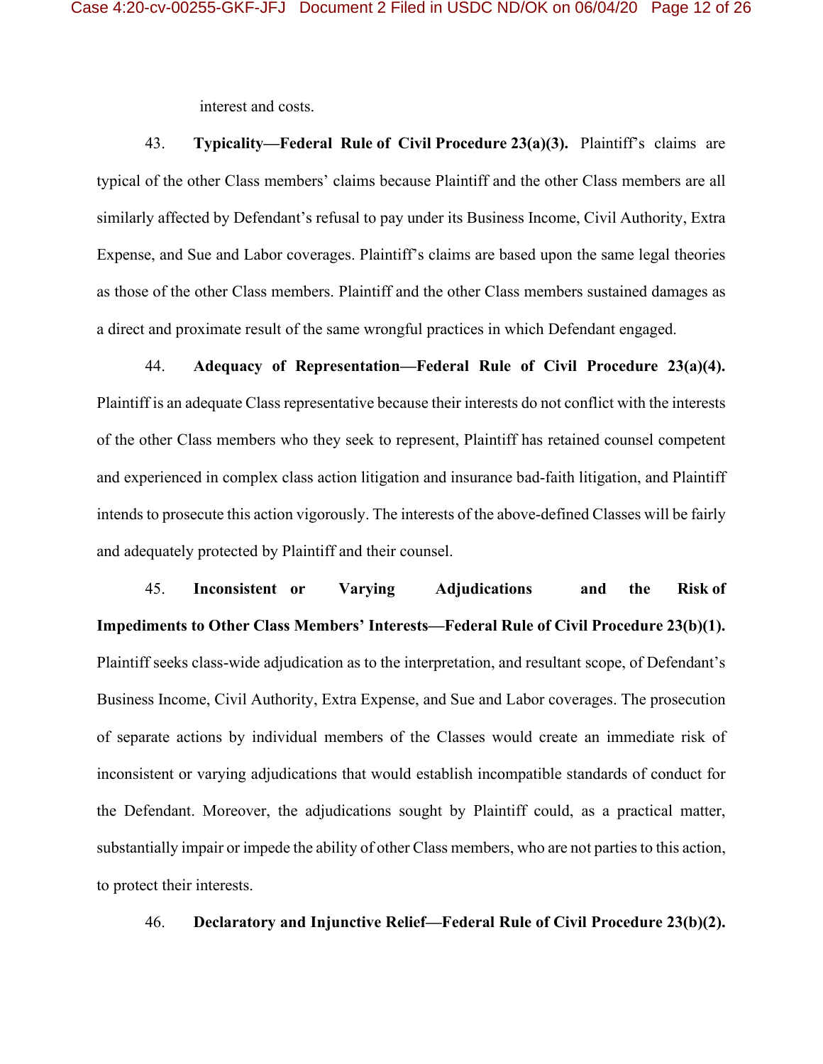interest and costs.

43. **Typicality—Federal Rule of Civil Procedure 23(a)(3).** Plaintiff's claims are typical of the other Class members' claims because Plaintiff and the other Class members are all similarly affected by Defendant's refusal to pay under its Business Income, Civil Authority, Extra Expense, and Sue and Labor coverages. Plaintiff's claims are based upon the same legal theories as those of the other Class members. Plaintiff and the other Class members sustained damages as a direct and proximate result of the same wrongful practices in which Defendant engaged.

44. **Adequacy of Representation—Federal Rule of Civil Procedure 23(a)(4).** Plaintiff is an adequate Class representative because their interests do not conflict with the interests of the other Class members who they seek to represent, Plaintiff has retained counsel competent and experienced in complex class action litigation and insurance bad-faith litigation, and Plaintiff intends to prosecute this action vigorously. The interests of the above-defined Classes will be fairly and adequately protected by Plaintiff and their counsel.

45. **Inconsistent or Varying Adjudications and the Risk of Impediments to Other Class Members' Interests—Federal Rule of Civil Procedure 23(b)(1).** Plaintiff seeks class-wide adjudication as to the interpretation, and resultant scope, of Defendant's Business Income, Civil Authority, Extra Expense, and Sue and Labor coverages. The prosecution of separate actions by individual members of the Classes would create an immediate risk of inconsistent or varying adjudications that would establish incompatible standards of conduct for the Defendant. Moreover, the adjudications sought by Plaintiff could, as a practical matter, substantially impair or impede the ability of other Class members, who are not parties to this action, to protect their interests.

46. **Declaratory and Injunctive Relief—Federal Rule of Civil Procedure 23(b)(2).**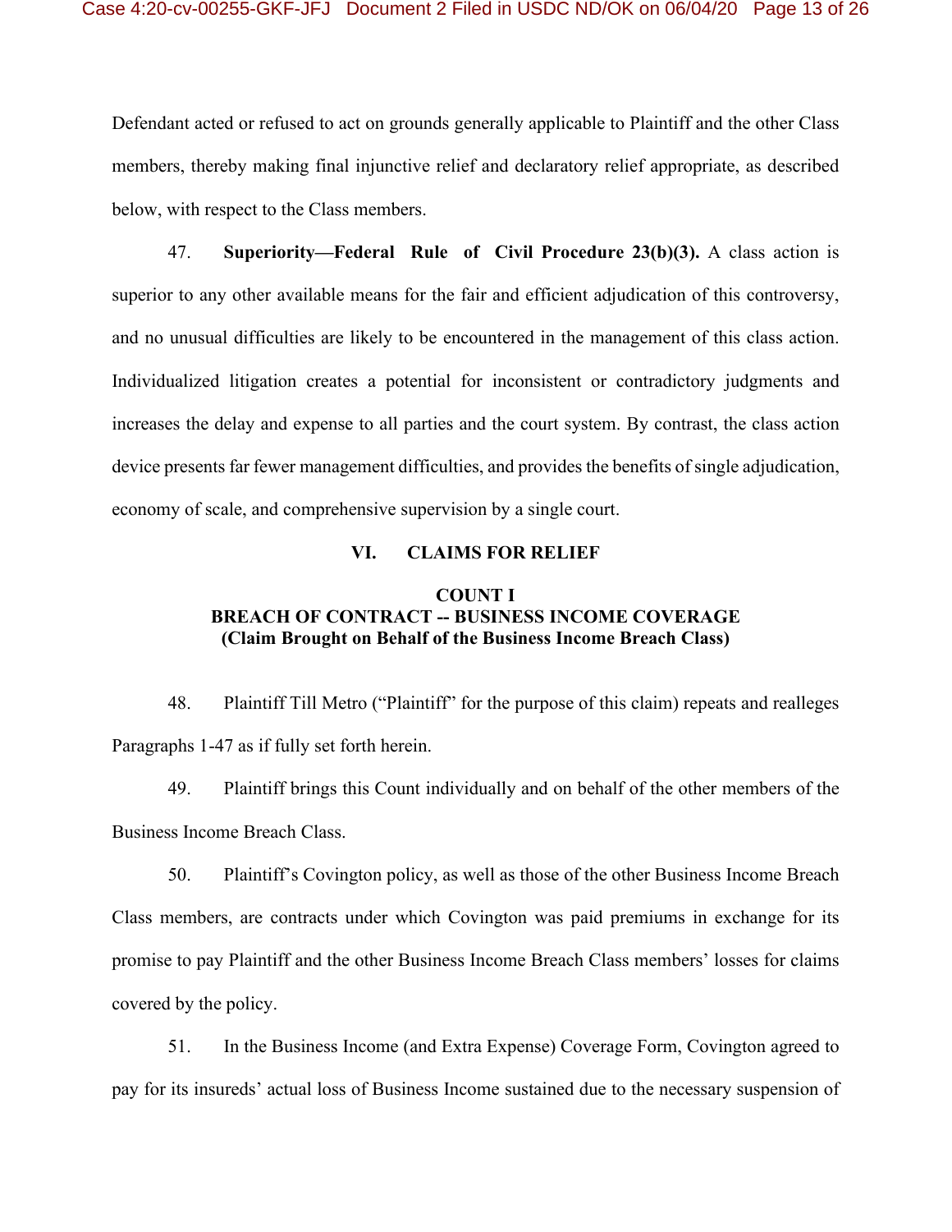Defendant acted or refused to act on grounds generally applicable to Plaintiff and the other Class members, thereby making final injunctive relief and declaratory relief appropriate, as described below, with respect to the Class members.

47. **Superiority—Federal Rule of Civil Procedure 23(b)(3).** A class action is superior to any other available means for the fair and efficient adjudication of this controversy, and no unusual difficulties are likely to be encountered in the management of this class action. Individualized litigation creates a potential for inconsistent or contradictory judgments and increases the delay and expense to all parties and the court system. By contrast, the class action device presents far fewer management difficulties, and provides the benefits of single adjudication, economy of scale, and comprehensive supervision by a single court.

## VI. CLAIMS FOR RELIEF

### COUNT I
### BREACH OF CONTRACT -- BUSINESS INCOME COVERAGE
### (Claim Brought on Behalf of the Business Income Breach Class)

48. Plaintiff Till Metro ("Plaintiff" for the purpose of this claim) repeats and realleges Paragraphs 1-47 as if fully set forth herein.

49. Plaintiff brings this Count individually and on behalf of the other members of the Business Income Breach Class.

50. Plaintiff's Covington policy, as well as those of the other Business Income Breach Class members, are contracts under which Covington was paid premiums in exchange for its promise to pay Plaintiff and the other Business Income Breach Class members' losses for claims covered by the policy.

51. In the Business Income (and Extra Expense) Coverage Form, Covington agreed to pay for its insureds' actual loss of Business Income sustained due to the necessary suspension of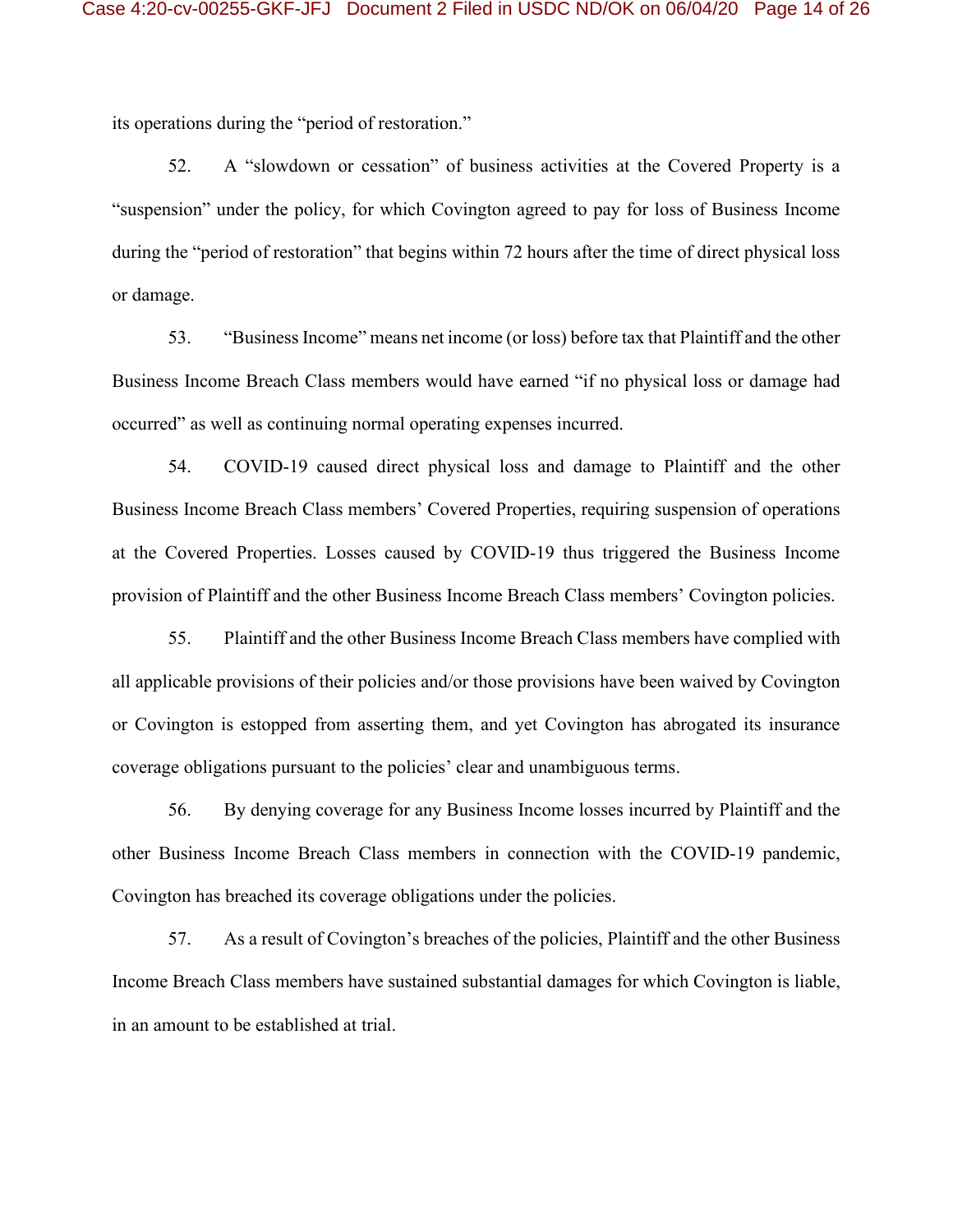its operations during the "period of restoration."

52. A "slowdown or cessation" of business activities at the Covered Property is a "suspension" under the policy, for which Covington agreed to pay for loss of Business Income during the "period of restoration" that begins within 72 hours after the time of direct physical loss or damage.

53. "Business Income" means net income (or loss) before tax that Plaintiff and the other Business Income Breach Class members would have earned "if no physical loss or damage had occurred" as well as continuing normal operating expenses incurred.

54. COVID-19 caused direct physical loss and damage to Plaintiff and the other Business Income Breach Class members' Covered Properties, requiring suspension of operations at the Covered Properties. Losses caused by COVID-19 thus triggered the Business Income provision of Plaintiff and the other Business Income Breach Class members' Covington policies.

55. Plaintiff and the other Business Income Breach Class members have complied with all applicable provisions of their policies and/or those provisions have been waived by Covington or Covington is estopped from asserting them, and yet Covington has abrogated its insurance coverage obligations pursuant to the policies' clear and unambiguous terms.

56. By denying coverage for any Business Income losses incurred by Plaintiff and the other Business Income Breach Class members in connection with the COVID-19 pandemic, Covington has breached its coverage obligations under the policies.

57. As a result of Covington's breaches of the policies, Plaintiff and the other Business Income Breach Class members have sustained substantial damages for which Covington is liable, in an amount to be established at trial.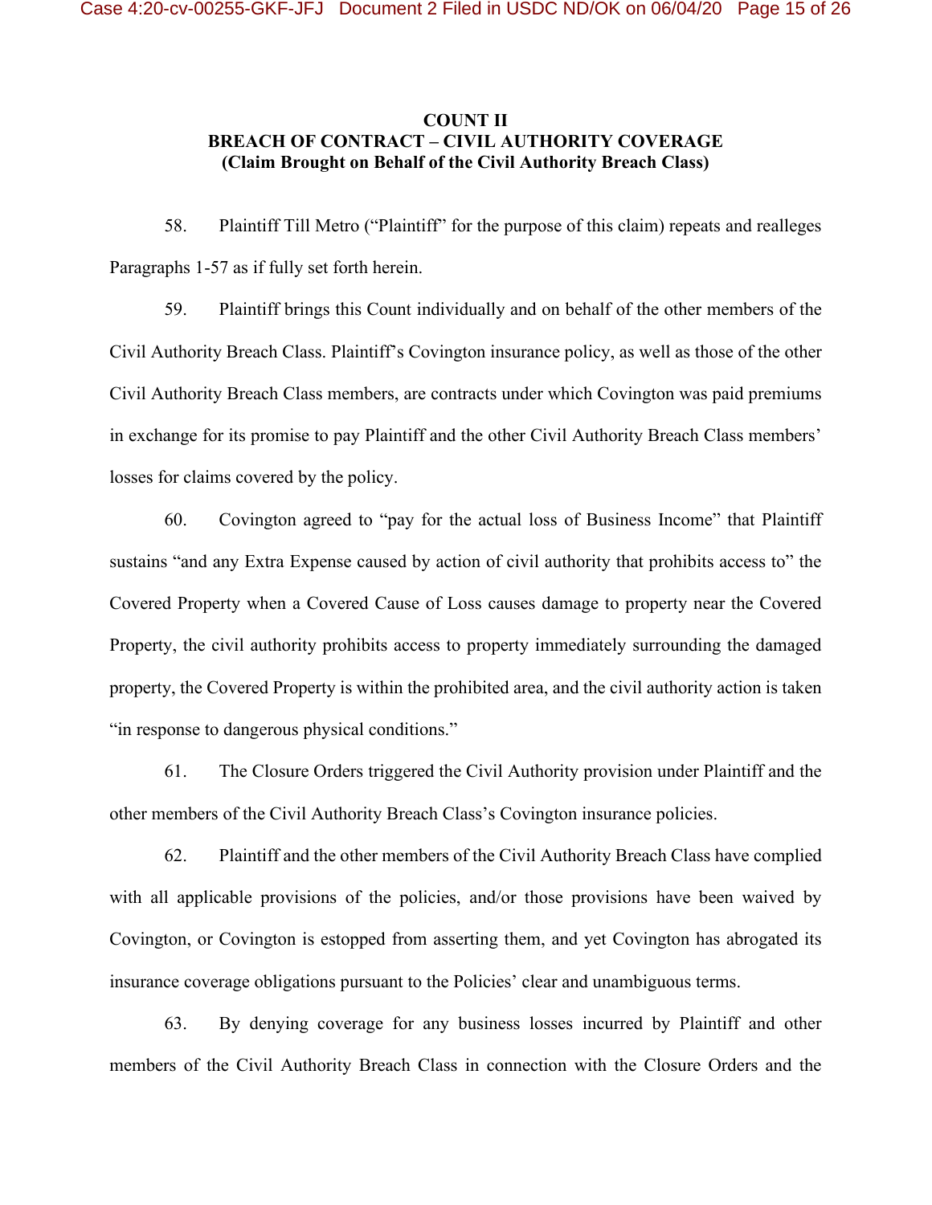**COUNT II**
**BREACH OF CONTRACT – CIVIL AUTHORITY COVERAGE**
**(Claim Brought on Behalf of the Civil Authority Breach Class)**

58. Plaintiff Till Metro ("Plaintiff" for the purpose of this claim) repeats and realleges Paragraphs 1-57 as if fully set forth herein.

59. Plaintiff brings this Count individually and on behalf of the other members of the Civil Authority Breach Class. Plaintiff's Covington insurance policy, as well as those of the other Civil Authority Breach Class members, are contracts under which Covington was paid premiums in exchange for its promise to pay Plaintiff and the other Civil Authority Breach Class members' losses for claims covered by the policy.

60. Covington agreed to "pay for the actual loss of Business Income" that Plaintiff sustains "and any Extra Expense caused by action of civil authority that prohibits access to" the Covered Property when a Covered Cause of Loss causes damage to property near the Covered Property, the civil authority prohibits access to property immediately surrounding the damaged property, the Covered Property is within the prohibited area, and the civil authority action is taken "in response to dangerous physical conditions."

61. The Closure Orders triggered the Civil Authority provision under Plaintiff and the other members of the Civil Authority Breach Class's Covington insurance policies.

62. Plaintiff and the other members of the Civil Authority Breach Class have complied with all applicable provisions of the policies, and/or those provisions have been waived by Covington, or Covington is estopped from asserting them, and yet Covington has abrogated its insurance coverage obligations pursuant to the Policies' clear and unambiguous terms.

63. By denying coverage for any business losses incurred by Plaintiff and other members of the Civil Authority Breach Class in connection with the Closure Orders and the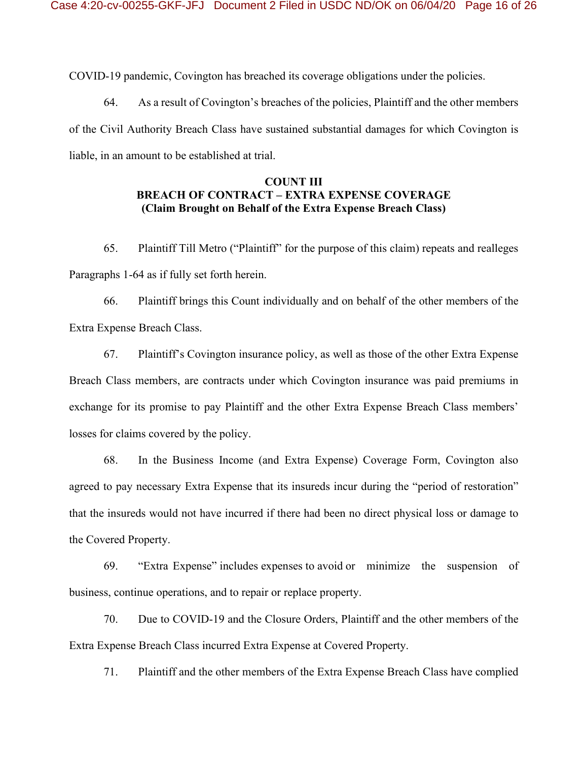COVID-19 pandemic, Covington has breached its coverage obligations under the policies.

64. As a result of Covington's breaches of the policies, Plaintiff and the other members of the Civil Authority Breach Class have sustained substantial damages for which Covington is liable, in an amount to be established at trial.

**COUNT III**
**BREACH OF CONTRACT – EXTRA EXPENSE COVERAGE**
**(Claim Brought on Behalf of the Extra Expense Breach Class)**

65. Plaintiff Till Metro ("Plaintiff" for the purpose of this claim) repeats and realleges Paragraphs 1-64 as if fully set forth herein.

66. Plaintiff brings this Count individually and on behalf of the other members of the Extra Expense Breach Class.

67. Plaintiff's Covington insurance policy, as well as those of the other Extra Expense Breach Class members, are contracts under which Covington insurance was paid premiums in exchange for its promise to pay Plaintiff and the other Extra Expense Breach Class members' losses for claims covered by the policy.

68. In the Business Income (and Extra Expense) Coverage Form, Covington also agreed to pay necessary Extra Expense that its insureds incur during the "period of restoration" that the insureds would not have incurred if there had been no direct physical loss or damage to the Covered Property.

69. "Extra Expense" includes expenses to avoid or minimize the suspension of business, continue operations, and to repair or replace property.

70. Due to COVID-19 and the Closure Orders, Plaintiff and the other members of the Extra Expense Breach Class incurred Extra Expense at Covered Property.

71. Plaintiff and the other members of the Extra Expense Breach Class have complied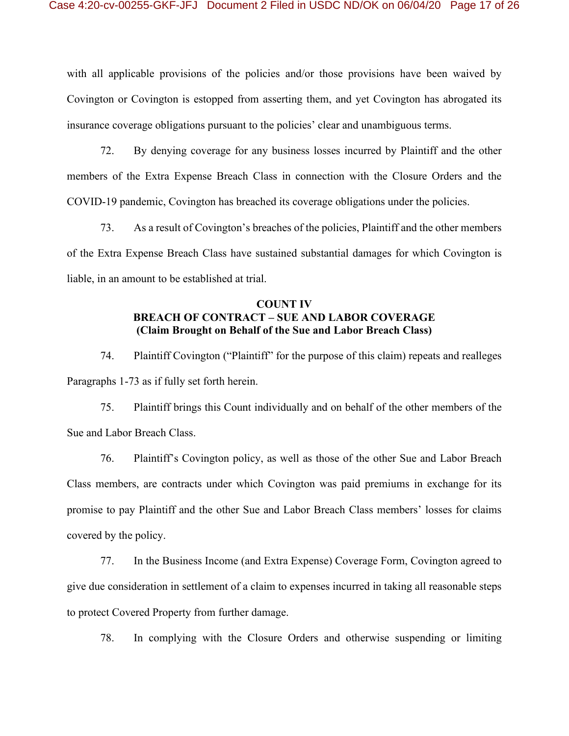with all applicable provisions of the policies and/or those provisions have been waived by Covington or Covington is estopped from asserting them, and yet Covington has abrogated its insurance coverage obligations pursuant to the policies' clear and unambiguous terms.

72. By denying coverage for any business losses incurred by Plaintiff and the other members of the Extra Expense Breach Class in connection with the Closure Orders and the COVID-19 pandemic, Covington has breached its coverage obligations under the policies.

73. As a result of Covington's breaches of the policies, Plaintiff and the other members of the Extra Expense Breach Class have sustained substantial damages for which Covington is liable, in an amount to be established at trial.

**COUNT IV**
**BREACH OF CONTRACT – SUE AND LABOR COVERAGE**
**(Claim Brought on Behalf of the Sue and Labor Breach Class)**

74. Plaintiff Covington ("Plaintiff" for the purpose of this claim) repeats and realleges Paragraphs 1-73 as if fully set forth herein.

75. Plaintiff brings this Count individually and on behalf of the other members of the Sue and Labor Breach Class.

76. Plaintiff's Covington policy, as well as those of the other Sue and Labor Breach Class members, are contracts under which Covington was paid premiums in exchange for its promise to pay Plaintiff and the other Sue and Labor Breach Class members' losses for claims covered by the policy.

77. In the Business Income (and Extra Expense) Coverage Form, Covington agreed to give due consideration in settlement of a claim to expenses incurred in taking all reasonable steps to protect Covered Property from further damage.

78. In complying with the Closure Orders and otherwise suspending or limiting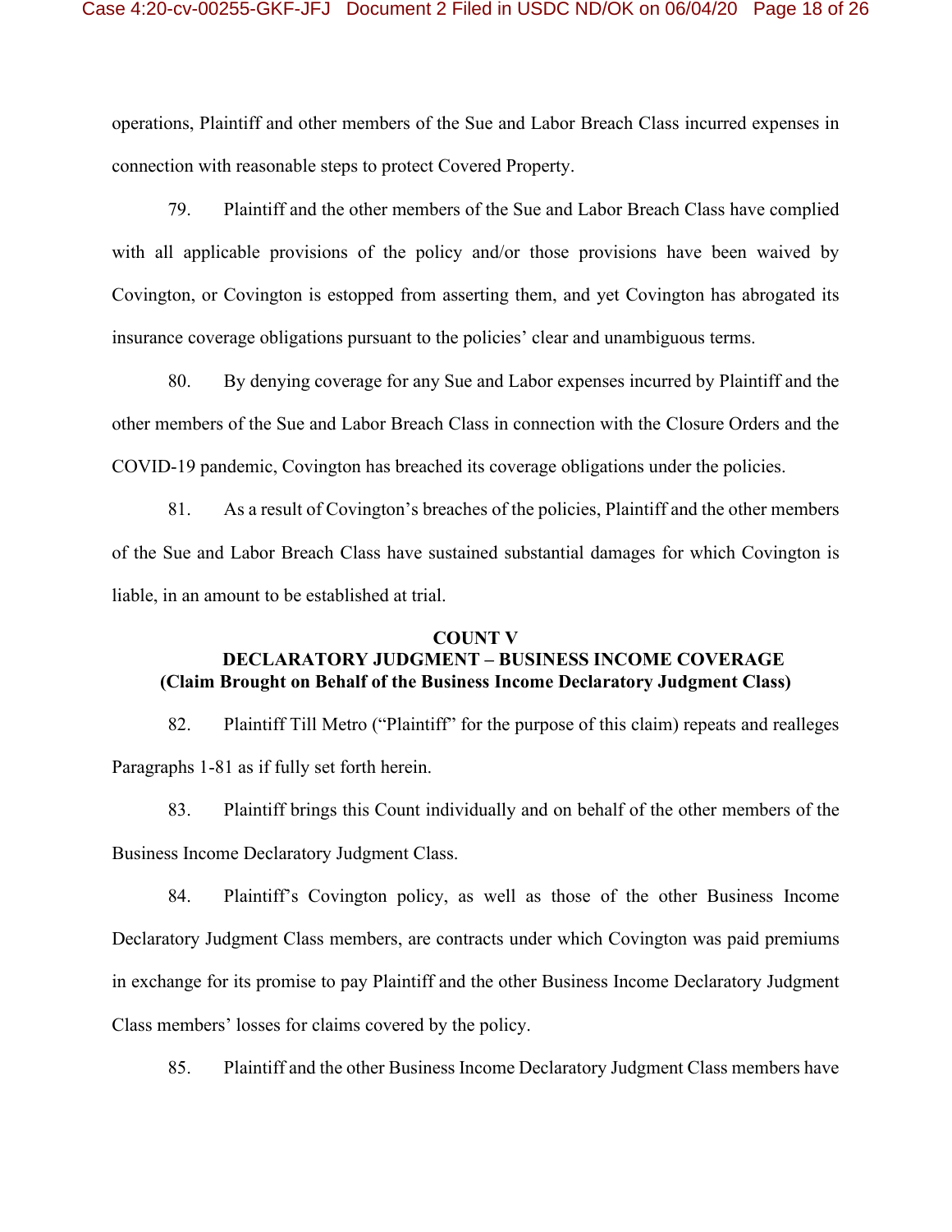operations, Plaintiff and other members of the Sue and Labor Breach Class incurred expenses in connection with reasonable steps to protect Covered Property.

79. Plaintiff and the other members of the Sue and Labor Breach Class have complied with all applicable provisions of the policy and/or those provisions have been waived by Covington, or Covington is estopped from asserting them, and yet Covington has abrogated its insurance coverage obligations pursuant to the policies' clear and unambiguous terms.

80. By denying coverage for any Sue and Labor expenses incurred by Plaintiff and the other members of the Sue and Labor Breach Class in connection with the Closure Orders and the COVID-19 pandemic, Covington has breached its coverage obligations under the policies.

81. As a result of Covington's breaches of the policies, Plaintiff and the other members of the Sue and Labor Breach Class have sustained substantial damages for which Covington is liable, in an amount to be established at trial.

**COUNT V**
**DECLARATORY JUDGMENT – BUSINESS INCOME COVERAGE**
**(Claim Brought on Behalf of the Business Income Declaratory Judgment Class)**

82. Plaintiff Till Metro ("Plaintiff" for the purpose of this claim) repeats and realleges Paragraphs 1-81 as if fully set forth herein.

83. Plaintiff brings this Count individually and on behalf of the other members of the Business Income Declaratory Judgment Class.

84. Plaintiff's Covington policy, as well as those of the other Business Income Declaratory Judgment Class members, are contracts under which Covington was paid premiums in exchange for its promise to pay Plaintiff and the other Business Income Declaratory Judgment Class members' losses for claims covered by the policy.

85. Plaintiff and the other Business Income Declaratory Judgment Class members have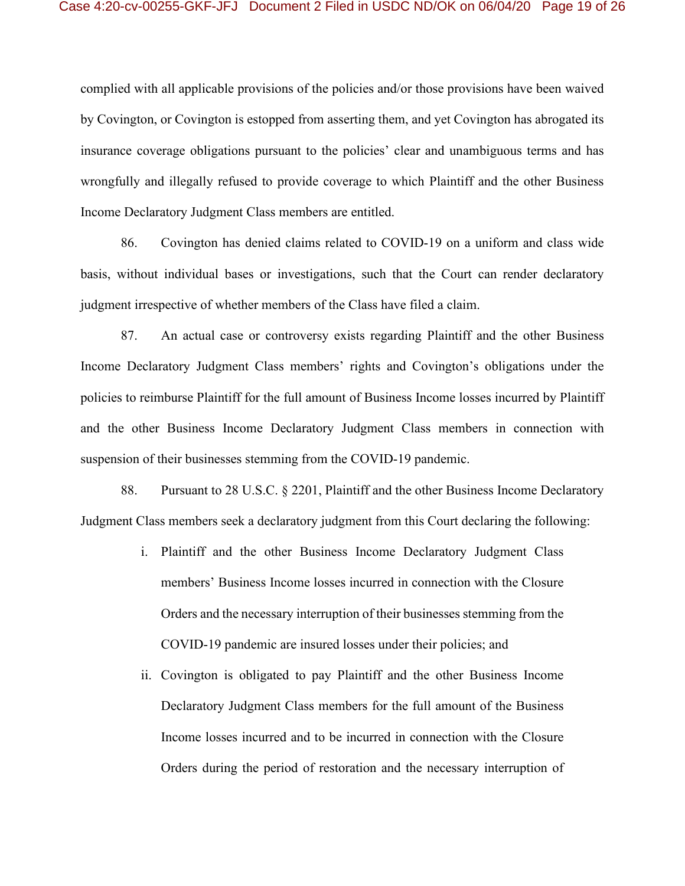complied with all applicable provisions of the policies and/or those provisions have been waived by Covington, or Covington is estopped from asserting them, and yet Covington has abrogated its insurance coverage obligations pursuant to the policies' clear and unambiguous terms and has wrongfully and illegally refused to provide coverage to which Plaintiff and the other Business Income Declaratory Judgment Class members are entitled.

86. Covington has denied claims related to COVID-19 on a uniform and class wide basis, without individual bases or investigations, such that the Court can render declaratory judgment irrespective of whether members of the Class have filed a claim.

87. An actual case or controversy exists regarding Plaintiff and the other Business Income Declaratory Judgment Class members' rights and Covington's obligations under the policies to reimburse Plaintiff for the full amount of Business Income losses incurred by Plaintiff and the other Business Income Declaratory Judgment Class members in connection with suspension of their businesses stemming from the COVID-19 pandemic.

88. Pursuant to 28 U.S.C. § 2201, Plaintiff and the other Business Income Declaratory Judgment Class members seek a declaratory judgment from this Court declaring the following:

i. Plaintiff and the other Business Income Declaratory Judgment Class members' Business Income losses incurred in connection with the Closure Orders and the necessary interruption of their businesses stemming from the COVID-19 pandemic are insured losses under their policies; and

ii. Covington is obligated to pay Plaintiff and the other Business Income Declaratory Judgment Class members for the full amount of the Business Income losses incurred and to be incurred in connection with the Closure Orders during the period of restoration and the necessary interruption of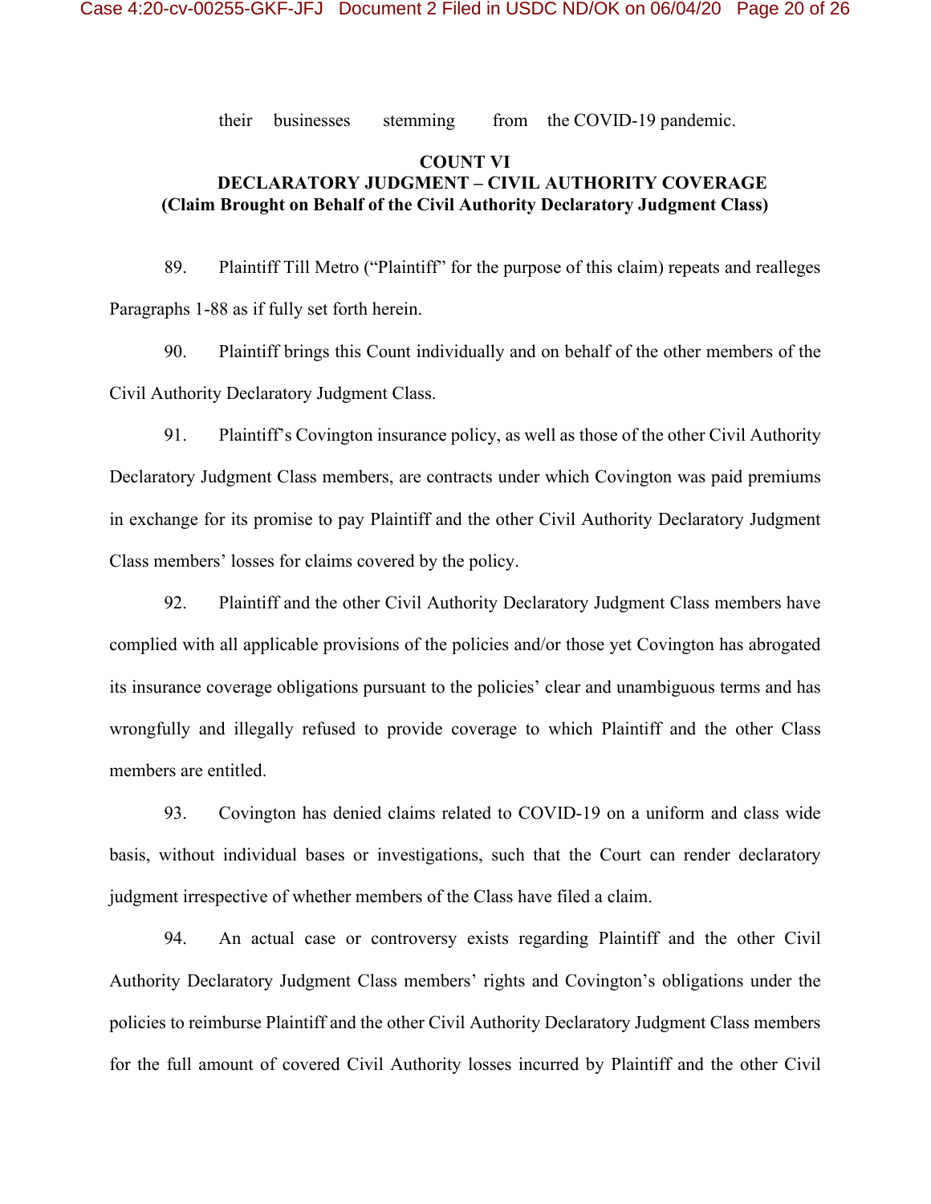their businesses stemming from the COVID-19 pandemic.

**COUNT VI**
**DECLARATORY JUDGMENT – CIVIL AUTHORITY COVERAGE**
**(Claim Brought on Behalf of the Civil Authority Declaratory Judgment Class)**

89. Plaintiff Till Metro ("Plaintiff" for the purpose of this claim) repeats and realleges Paragraphs 1-88 as if fully set forth herein.

90. Plaintiff brings this Count individually and on behalf of the other members of the Civil Authority Declaratory Judgment Class.

91. Plaintiff's Covington insurance policy, as well as those of the other Civil Authority Declaratory Judgment Class members, are contracts under which Covington was paid premiums in exchange for its promise to pay Plaintiff and the other Civil Authority Declaratory Judgment Class members' losses for claims covered by the policy.

92. Plaintiff and the other Civil Authority Declaratory Judgment Class members have complied with all applicable provisions of the policies and/or those yet Covington has abrogated its insurance coverage obligations pursuant to the policies' clear and unambiguous terms and has wrongfully and illegally refused to provide coverage to which Plaintiff and the other Class members are entitled.

93. Covington has denied claims related to COVID-19 on a uniform and class wide basis, without individual bases or investigations, such that the Court can render declaratory judgment irrespective of whether members of the Class have filed a claim.

94. An actual case or controversy exists regarding Plaintiff and the other Civil Authority Declaratory Judgment Class members' rights and Covington's obligations under the policies to reimburse Plaintiff and the other Civil Authority Declaratory Judgment Class members for the full amount of covered Civil Authority losses incurred by Plaintiff and the other Civil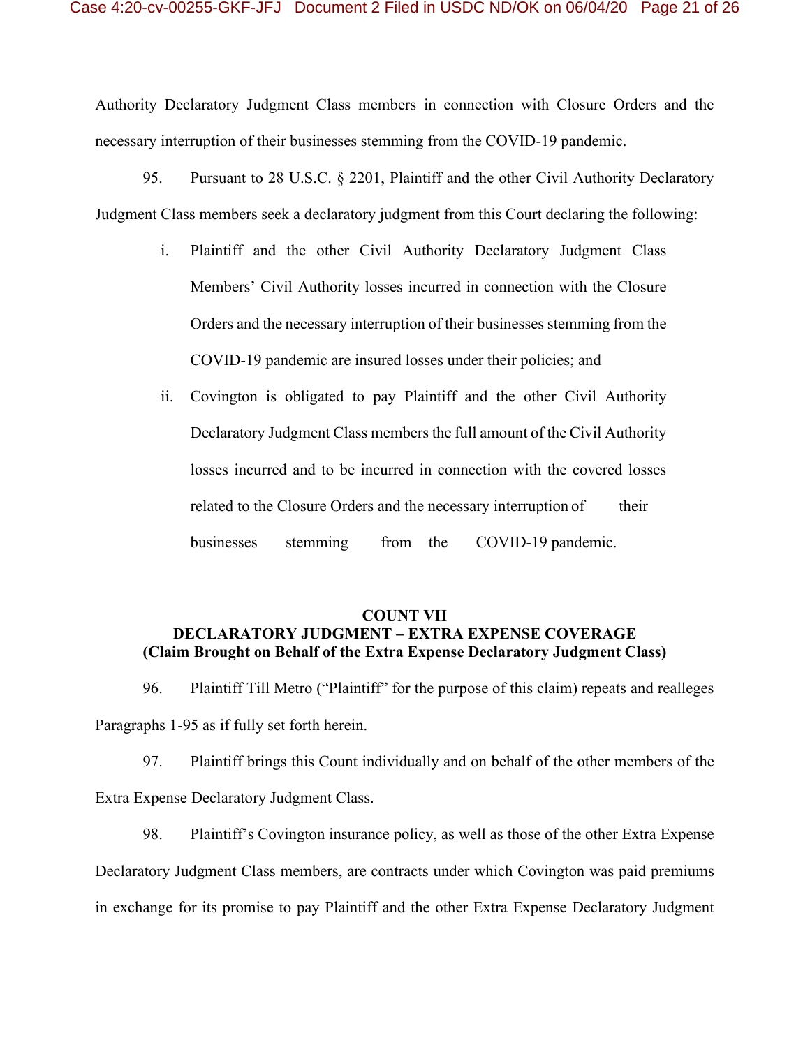Authority Declaratory Judgment Class members in connection with Closure Orders and the necessary interruption of their businesses stemming from the COVID-19 pandemic.

95. Pursuant to 28 U.S.C. § 2201, Plaintiff and the other Civil Authority Declaratory Judgment Class members seek a declaratory judgment from this Court declaring the following:

i. Plaintiff and the other Civil Authority Declaratory Judgment Class Members' Civil Authority losses incurred in connection with the Closure Orders and the necessary interruption of their businesses stemming from the COVID-19 pandemic are insured losses under their policies; and

ii. Covington is obligated to pay Plaintiff and the other Civil Authority Declaratory Judgment Class members the full amount of the Civil Authority losses incurred and to be incurred in connection with the covered losses related to the Closure Orders and the necessary interruption of their businesses stemming from the COVID-19 pandemic.

**COUNT VII**
**DECLARATORY JUDGMENT – EXTRA EXPENSE COVERAGE**
**(Claim Brought on Behalf of the Extra Expense Declaratory Judgment Class)**

96. Plaintiff Till Metro ("Plaintiff" for the purpose of this claim) repeats and realleges Paragraphs 1-95 as if fully set forth herein.

97. Plaintiff brings this Count individually and on behalf of the other members of the Extra Expense Declaratory Judgment Class.

98. Plaintiff's Covington insurance policy, as well as those of the other Extra Expense Declaratory Judgment Class members, are contracts under which Covington was paid premiums in exchange for its promise to pay Plaintiff and the other Extra Expense Declaratory Judgment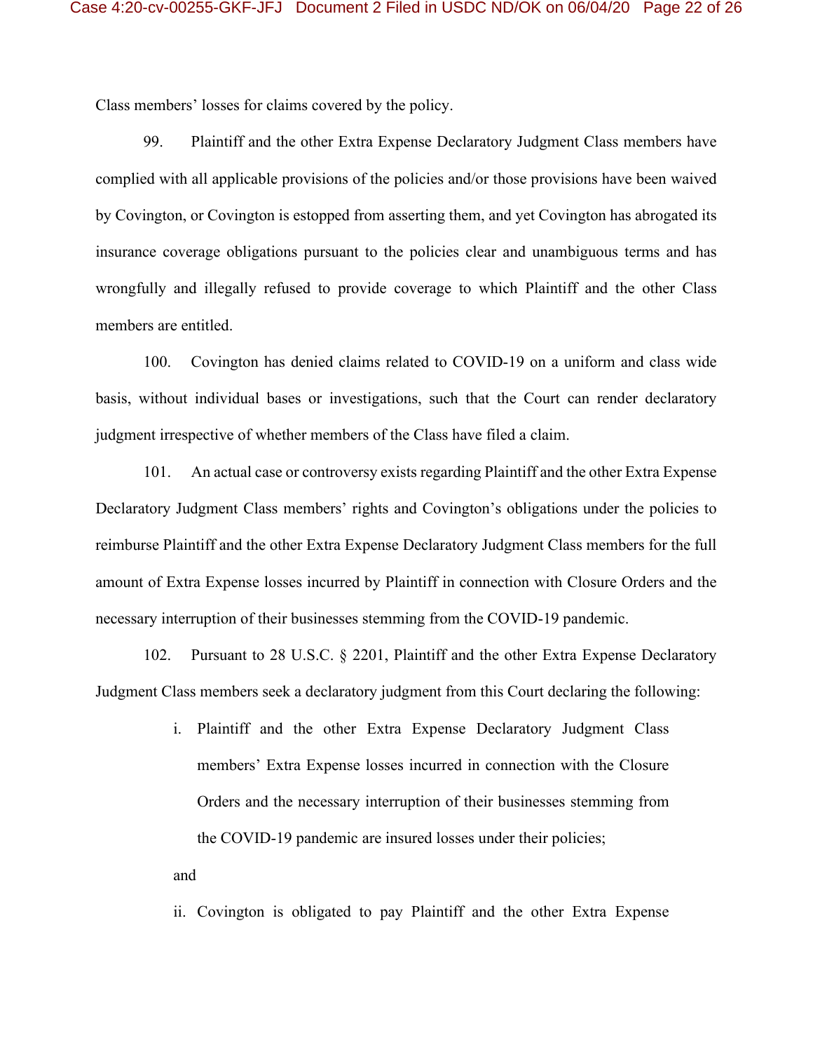Class members' losses for claims covered by the policy.

99. Plaintiff and the other Extra Expense Declaratory Judgment Class members have complied with all applicable provisions of the policies and/or those provisions have been waived by Covington, or Covington is estopped from asserting them, and yet Covington has abrogated its insurance coverage obligations pursuant to the policies clear and unambiguous terms and has wrongfully and illegally refused to provide coverage to which Plaintiff and the other Class members are entitled.

100. Covington has denied claims related to COVID-19 on a uniform and class wide basis, without individual bases or investigations, such that the Court can render declaratory judgment irrespective of whether members of the Class have filed a claim.

101. An actual case or controversy exists regarding Plaintiff and the other Extra Expense Declaratory Judgment Class members' rights and Covington's obligations under the policies to reimburse Plaintiff and the other Extra Expense Declaratory Judgment Class members for the full amount of Extra Expense losses incurred by Plaintiff in connection with Closure Orders and the necessary interruption of their businesses stemming from the COVID-19 pandemic.

102. Pursuant to 28 U.S.C. § 2201, Plaintiff and the other Extra Expense Declaratory Judgment Class members seek a declaratory judgment from this Court declaring the following:

i. Plaintiff and the other Extra Expense Declaratory Judgment Class members' Extra Expense losses incurred in connection with the Closure Orders and the necessary interruption of their businesses stemming from the COVID-19 pandemic are insured losses under their policies;

and

ii. Covington is obligated to pay Plaintiff and the other Extra Expense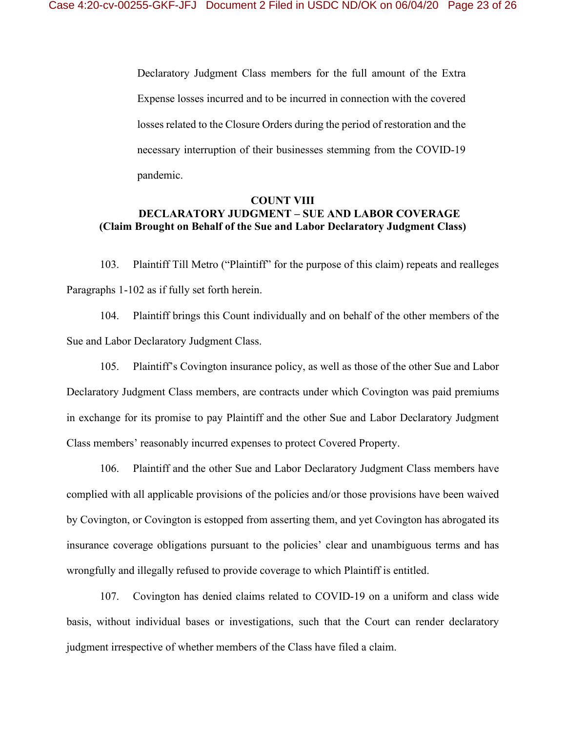Declaratory Judgment Class members for the full amount of the Extra Expense losses incurred and to be incurred in connection with the covered losses related to the Closure Orders during the period of restoration and the necessary interruption of their businesses stemming from the COVID-19 pandemic.

**COUNT VIII**
**DECLARATORY JUDGMENT – SUE AND LABOR COVERAGE**
**(Claim Brought on Behalf of the Sue and Labor Declaratory Judgment Class)**

103. Plaintiff Till Metro ("Plaintiff" for the purpose of this claim) repeats and realleges Paragraphs 1-102 as if fully set forth herein.

104. Plaintiff brings this Count individually and on behalf of the other members of the Sue and Labor Declaratory Judgment Class.

105. Plaintiff's Covington insurance policy, as well as those of the other Sue and Labor Declaratory Judgment Class members, are contracts under which Covington was paid premiums in exchange for its promise to pay Plaintiff and the other Sue and Labor Declaratory Judgment Class members' reasonably incurred expenses to protect Covered Property.

106. Plaintiff and the other Sue and Labor Declaratory Judgment Class members have complied with all applicable provisions of the policies and/or those provisions have been waived by Covington, or Covington is estopped from asserting them, and yet Covington has abrogated its insurance coverage obligations pursuant to the policies' clear and unambiguous terms and has wrongfully and illegally refused to provide coverage to which Plaintiff is entitled.

107. Covington has denied claims related to COVID-19 on a uniform and class wide basis, without individual bases or investigations, such that the Court can render declaratory judgment irrespective of whether members of the Class have filed a claim.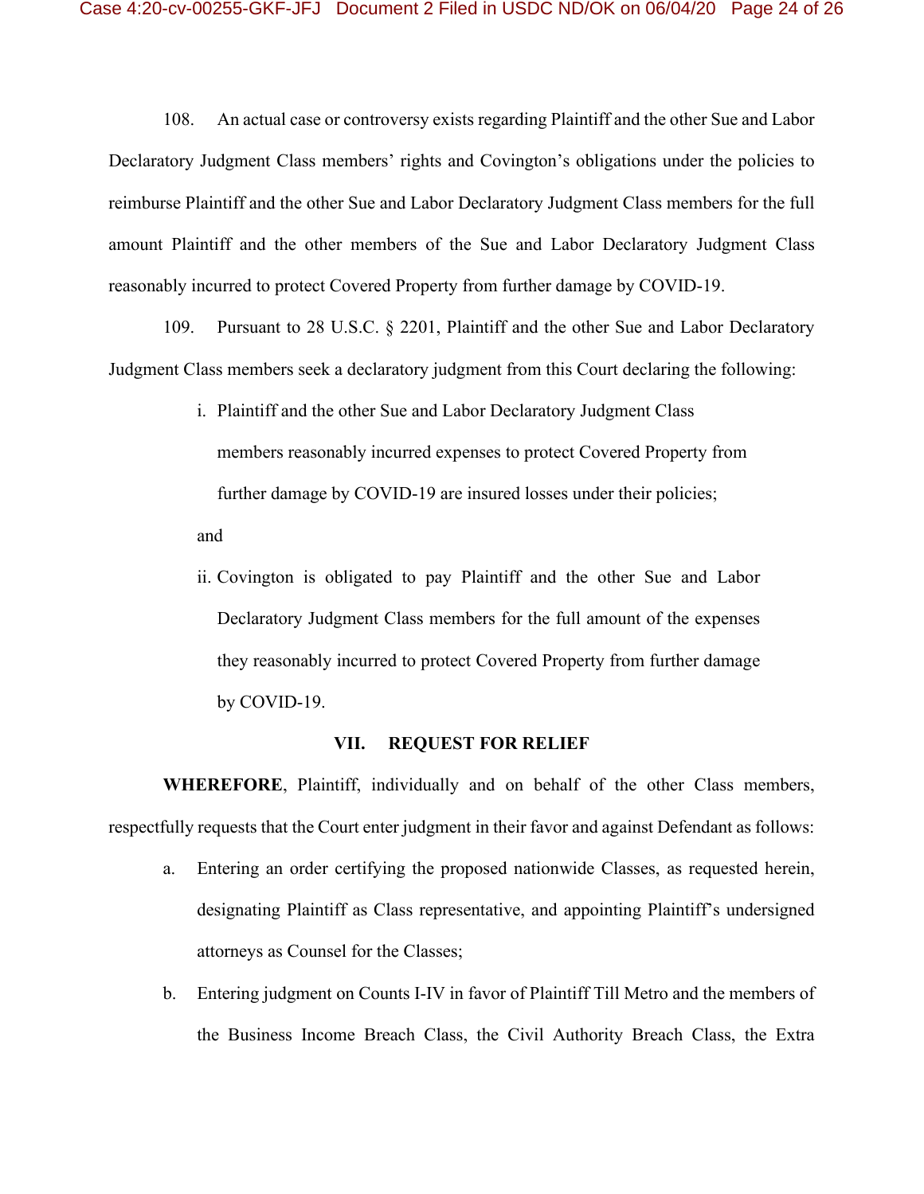108. An actual case or controversy exists regarding Plaintiff and the other Sue and Labor Declaratory Judgment Class members' rights and Covington's obligations under the policies to reimburse Plaintiff and the other Sue and Labor Declaratory Judgment Class members for the full amount Plaintiff and the other members of the Sue and Labor Declaratory Judgment Class reasonably incurred to protect Covered Property from further damage by COVID-19.

109. Pursuant to 28 U.S.C. § 2201, Plaintiff and the other Sue and Labor Declaratory Judgment Class members seek a declaratory judgment from this Court declaring the following:

i. Plaintiff and the other Sue and Labor Declaratory Judgment Class members reasonably incurred expenses to protect Covered Property from further damage by COVID-19 are insured losses under their policies;

and

ii. Covington is obligated to pay Plaintiff and the other Sue and Labor Declaratory Judgment Class members for the full amount of the expenses they reasonably incurred to protect Covered Property from further damage by COVID-19.

## VII. REQUEST FOR RELIEF

**WHEREFORE**, Plaintiff, individually and on behalf of the other Class members, respectfully requests that the Court enter judgment in their favor and against Defendant as follows:

a. Entering an order certifying the proposed nationwide Classes, as requested herein, designating Plaintiff as Class representative, and appointing Plaintiff's undersigned attorneys as Counsel for the Classes;

b. Entering judgment on Counts I-IV in favor of Plaintiff Till Metro and the members of the Business Income Breach Class, the Civil Authority Breach Class, the Extra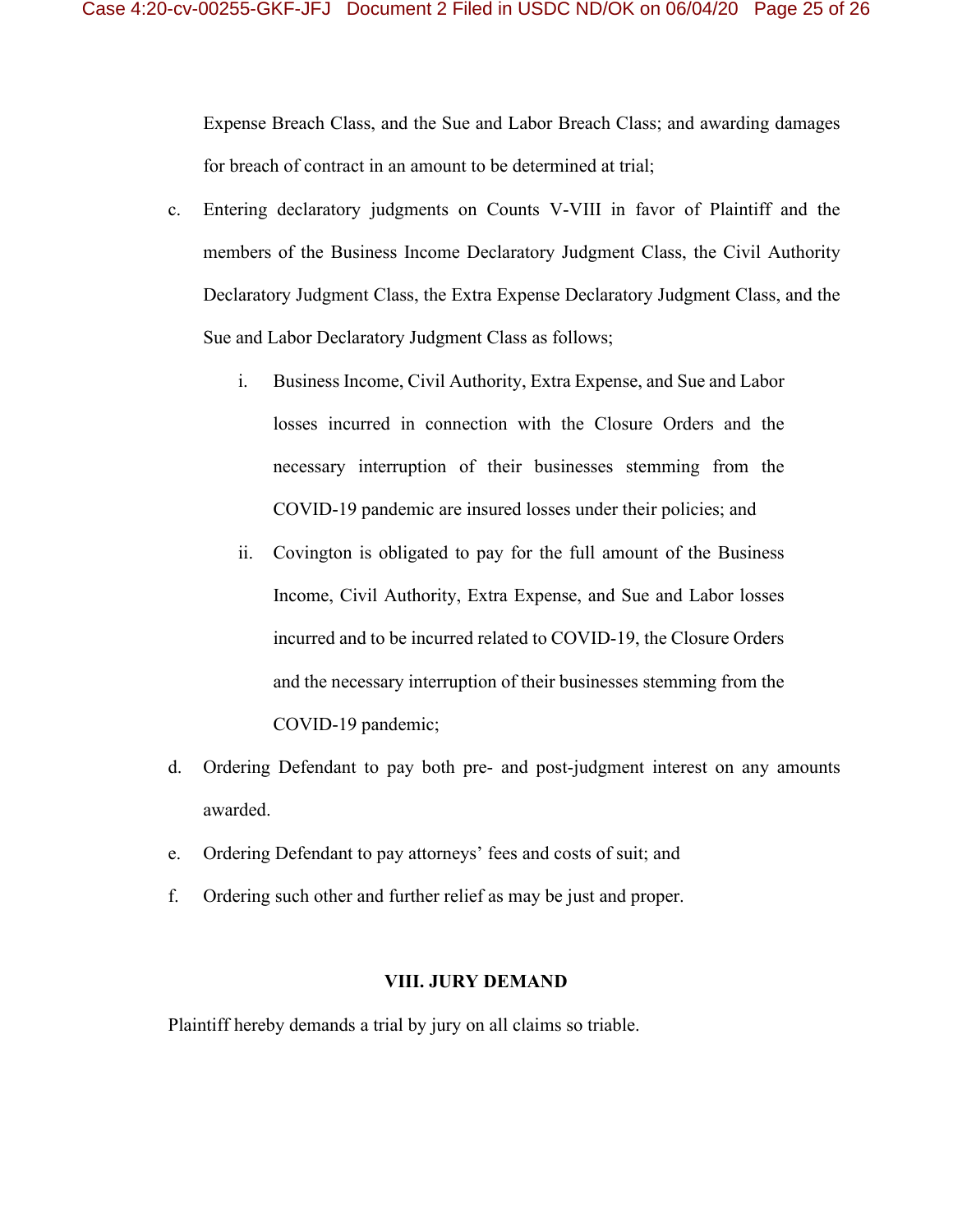Expense Breach Class, and the Sue and Labor Breach Class; and awarding damages for breach of contract in an amount to be determined at trial;

c. Entering declaratory judgments on Counts V-VIII in favor of Plaintiff and the members of the Business Income Declaratory Judgment Class, the Civil Authority Declaratory Judgment Class, the Extra Expense Declaratory Judgment Class, and the Sue and Labor Declaratory Judgment Class as follows;

   i. Business Income, Civil Authority, Extra Expense, and Sue and Labor losses incurred in connection with the Closure Orders and the necessary interruption of their businesses stemming from the COVID-19 pandemic are insured losses under their policies; and

   ii. Covington is obligated to pay for the full amount of the Business Income, Civil Authority, Extra Expense, and Sue and Labor losses incurred and to be incurred related to COVID-19, the Closure Orders and the necessary interruption of their businesses stemming from the COVID-19 pandemic;

d. Ordering Defendant to pay both pre- and post-judgment interest on any amounts awarded.

e. Ordering Defendant to pay attorneys' fees and costs of suit; and

f. Ordering such other and further relief as may be just and proper.

## VIII. JURY DEMAND

Plaintiff hereby demands a trial by jury on all claims so triable.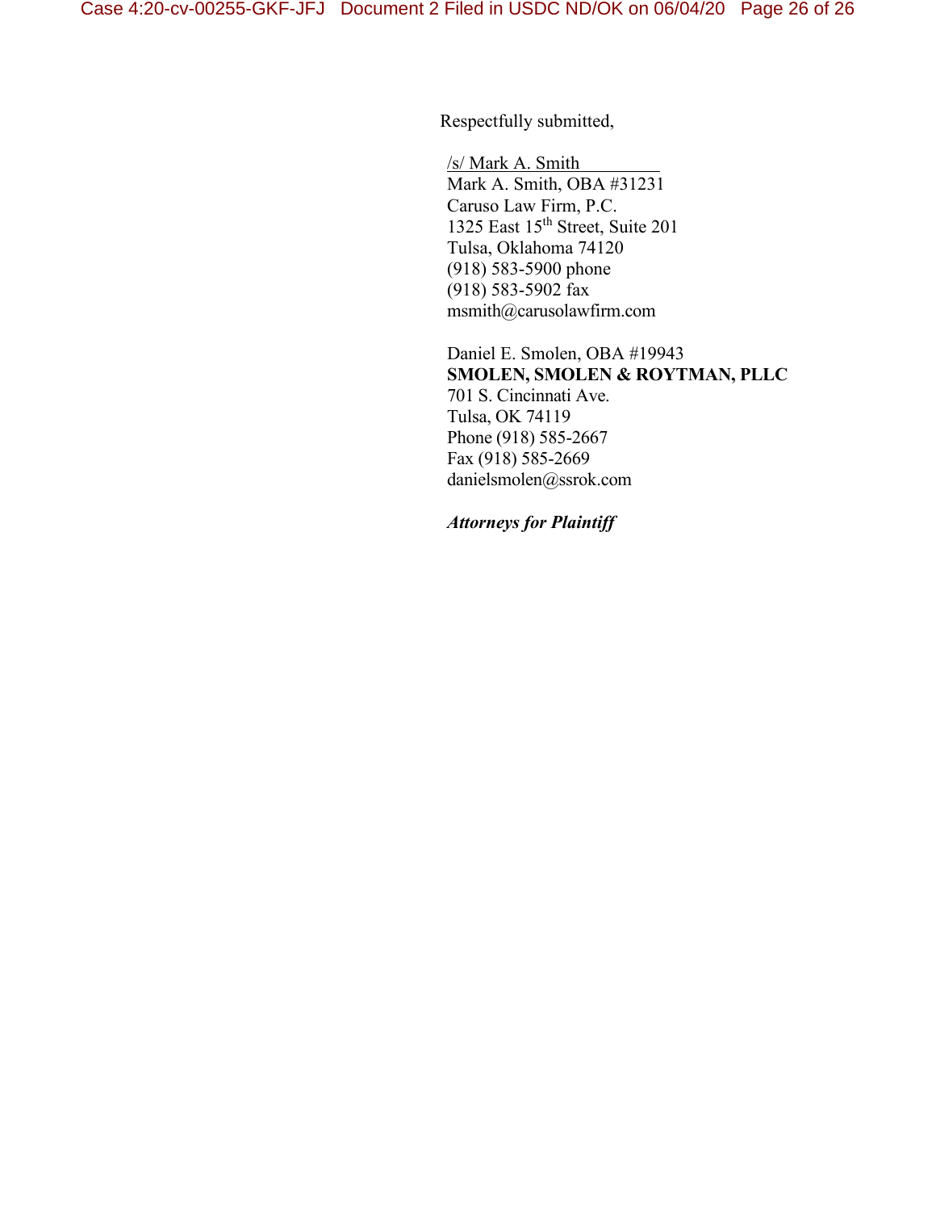Respectfully submitted,

/s/ Mark A. Smith
Mark A. Smith, OBA #31231
Caruso Law Firm, P.C.
1325 East 15th Street, Suite 201
Tulsa, Oklahoma 74120
(918) 583-5900 phone
(918) 583-5902 fax
msmith@carusolawfirm.com

Daniel E. Smolen, OBA #19943
**SMOLEN, SMOLEN & ROYTMAN, PLLC**
701 S. Cincinnati Ave.
Tulsa, OK 74119
Phone (918) 585-2667
Fax (918) 585-2669
danielsmolen@ssrok.com

***Attorneys for Plaintiff***